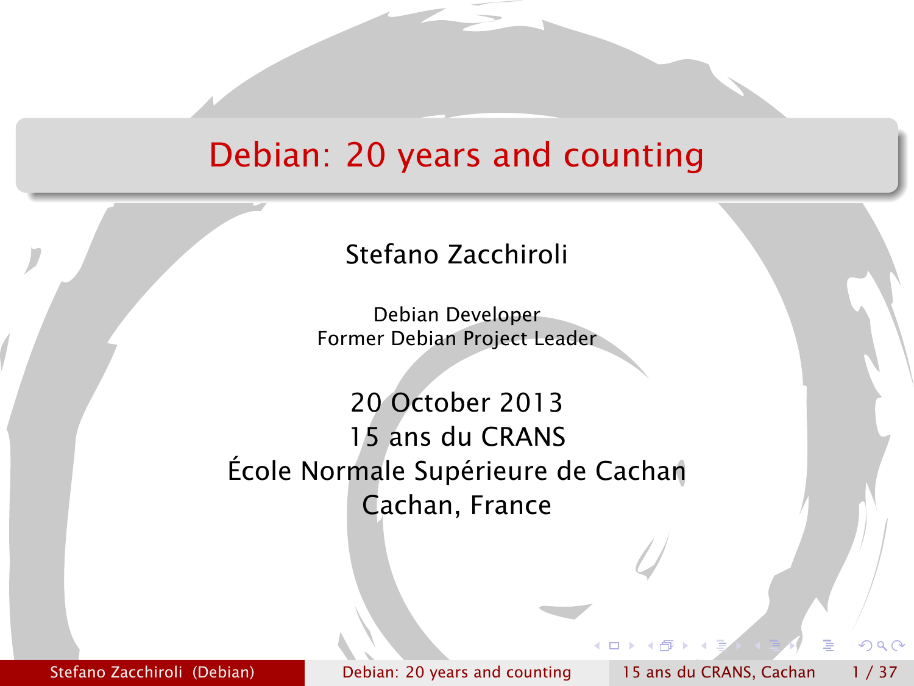# Debian: 20 years and counting

Stefano Zacchiroli

Debian Developer
Former Debian Project Leader

20 October 2013
15 ans du CRANS
École Normale Supérieure de Cachan
Cachan, France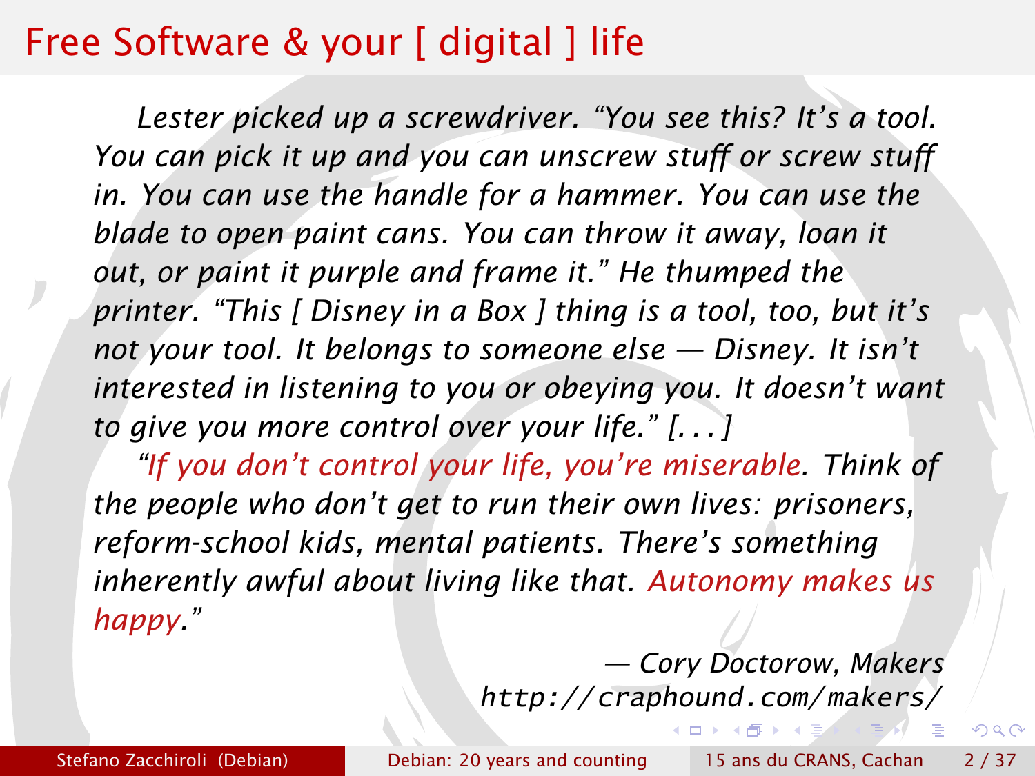# Free Software & your [ digital ] life

*Lester picked up a screwdriver. "You see this? It's a tool. You can pick it up and you can unscrew stuff or screw stuff in. You can use the handle for a hammer. You can use the blade to open paint cans. You can throw it away, loan it out, or paint it purple and frame it." He thumped the printer. "This [ Disney in a Box ] thing is a tool, too, but it's not your tool. It belongs to someone else — Disney. It isn't interested in listening to you or obeying you. It doesn't want to give you more control over your life." [. . . ]*

*"If you don't control your life, you're miserable. Think of the people who don't get to run their own lives: prisoners, reform-school kids, mental patients. There's something inherently awful about living like that. Autonomy makes us happy."*

— *Cory Doctorow, Makers*
*http://craphound.com/makers/*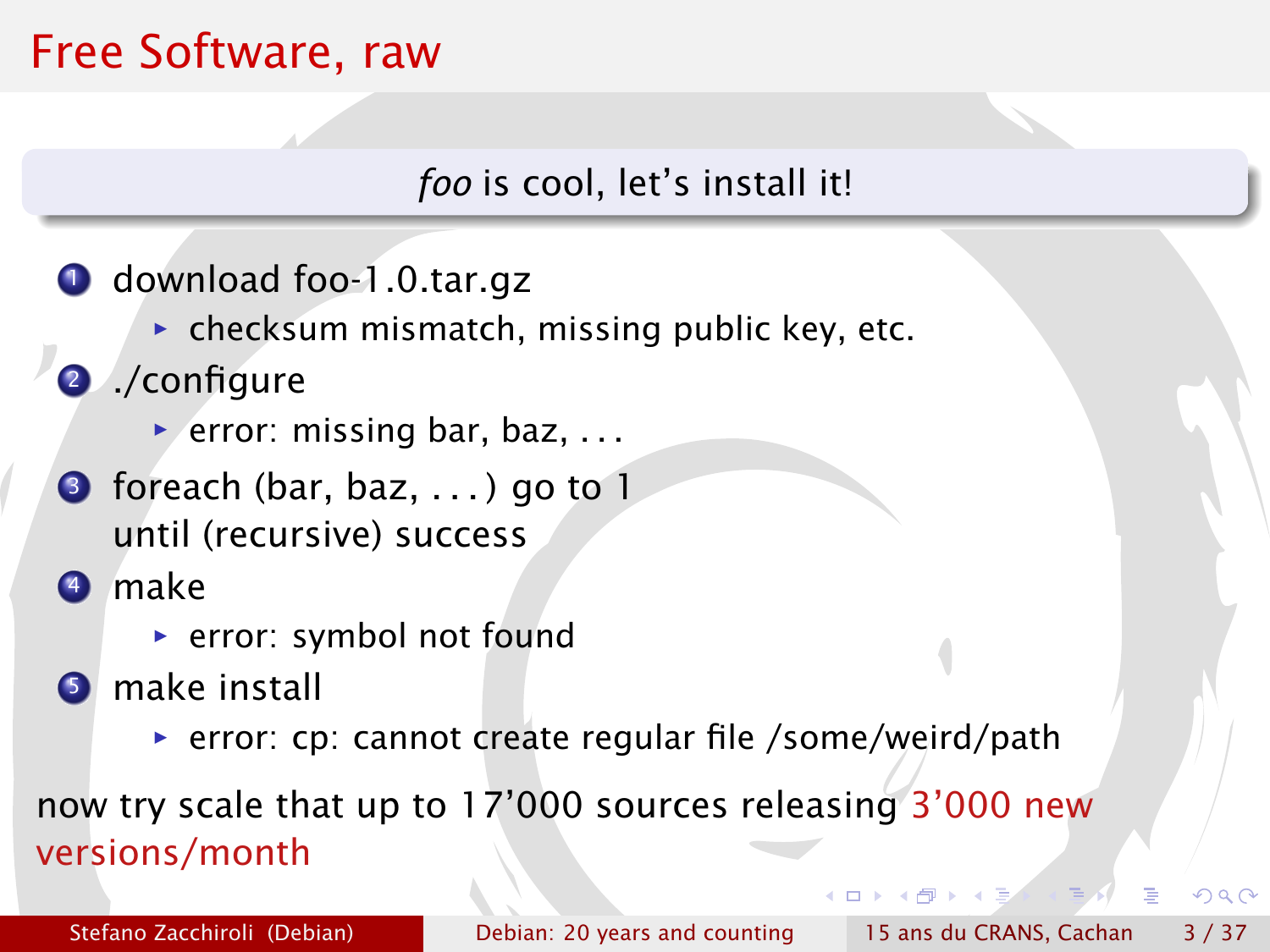# Free Software, raw

*foo* is cool, let's install it!

1. download foo-1.0.tar.gz
   - checksum mismatch, missing public key, etc.
2. ./configure
   - error: missing bar, baz, ...
3. foreach (bar, baz, ...) go to 1
   until (recursive) success
4. make
   - error: symbol not found
5. make install
   - error: cp: cannot create regular file /some/weird/path

now try scale that up to 17'000 sources releasing 3'000 new versions/month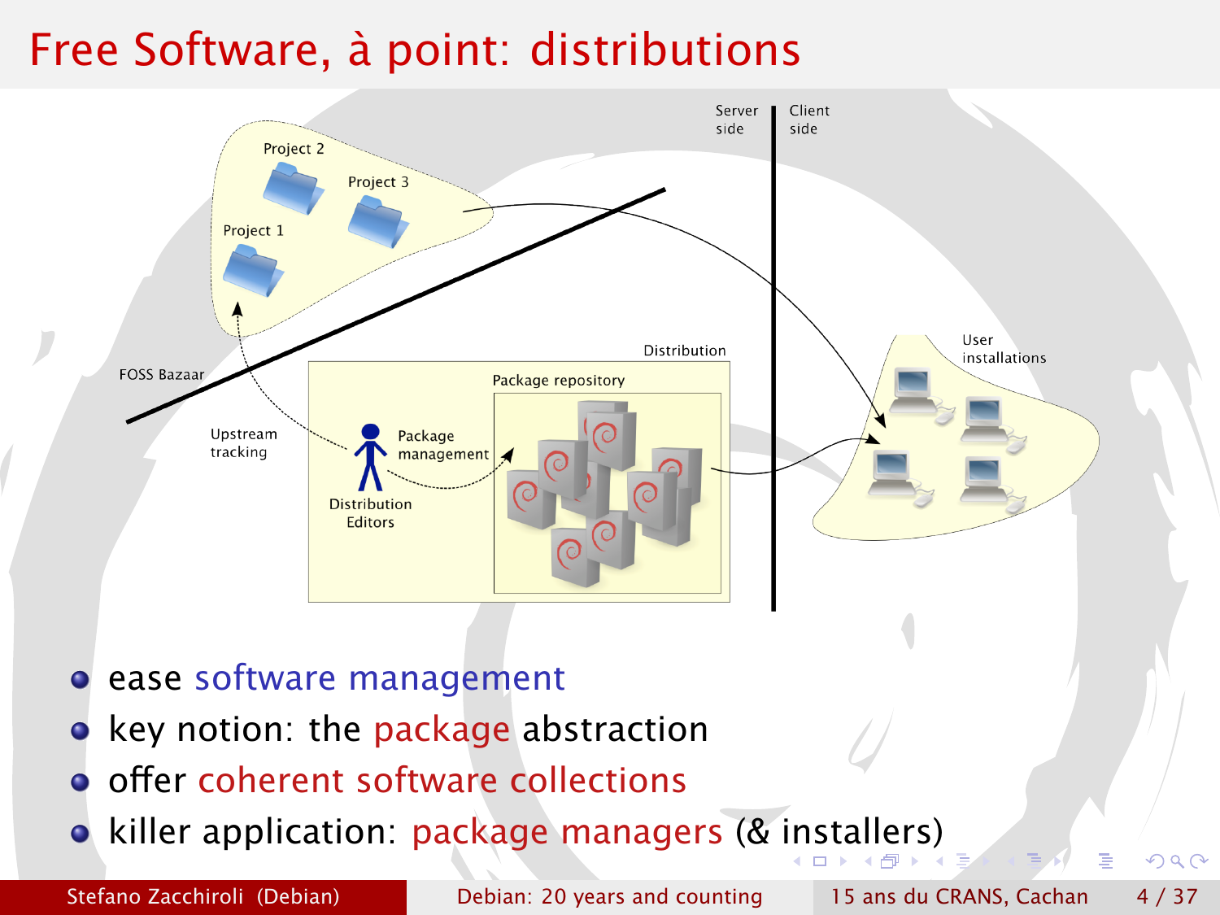# Free Software, à point: distributions

Server side | Client side

Project 2

Project 3

Project 1

FOSS Bazaar

Distribution

Package repository

Upstream tracking

Package management

Distribution Editors

User installations

- ease software management
- key notion: the package abstraction
- offer coherent software collections
- killer application: package managers (& installers)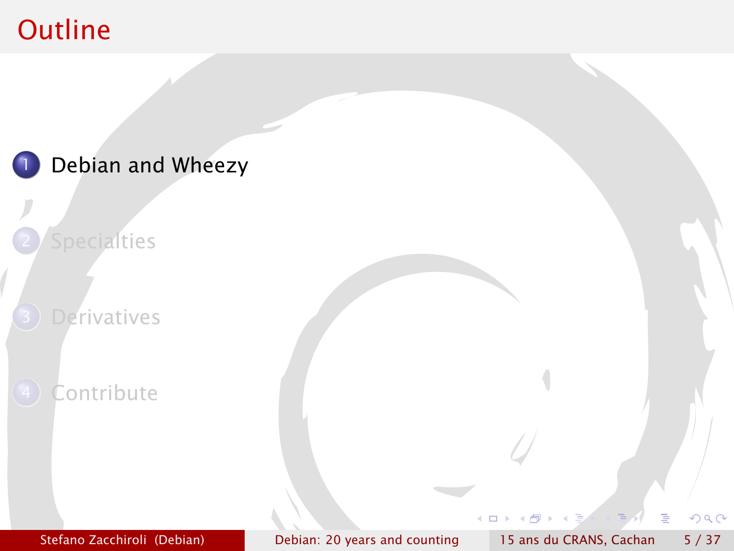# Outline

1. Debian and Wheezy
2. Specialties
3. Derivatives
4. Contribute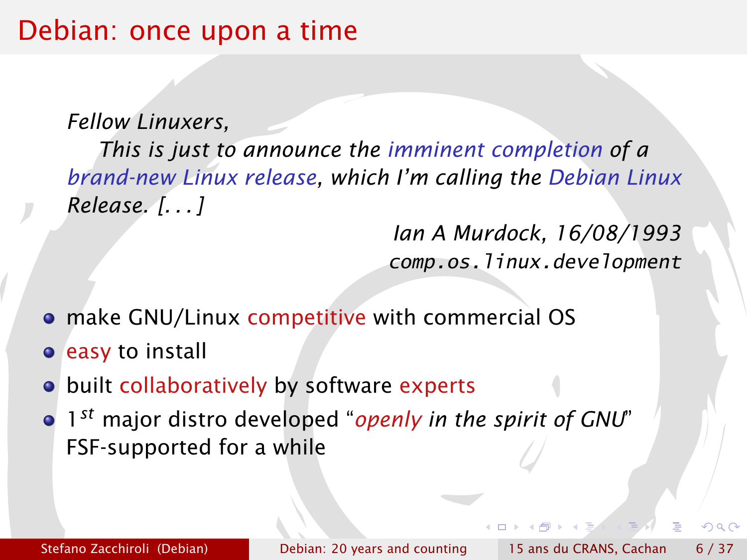# Debian: once upon a time

> *Fellow Linuxers,*
>
> *This is just to announce the imminent completion of a brand-new Linux release, which I'm calling the Debian Linux Release. [...]*
>
> *Ian A Murdock, 16/08/1993*
> *`comp.os.linux.development`*

- make GNU/Linux competitive with commercial OS
- easy to install
- built collaboratively by software experts
- 1<sup>st</sup> major distro developed "*openly in the spirit of GNU*"
  FSF-supported for a while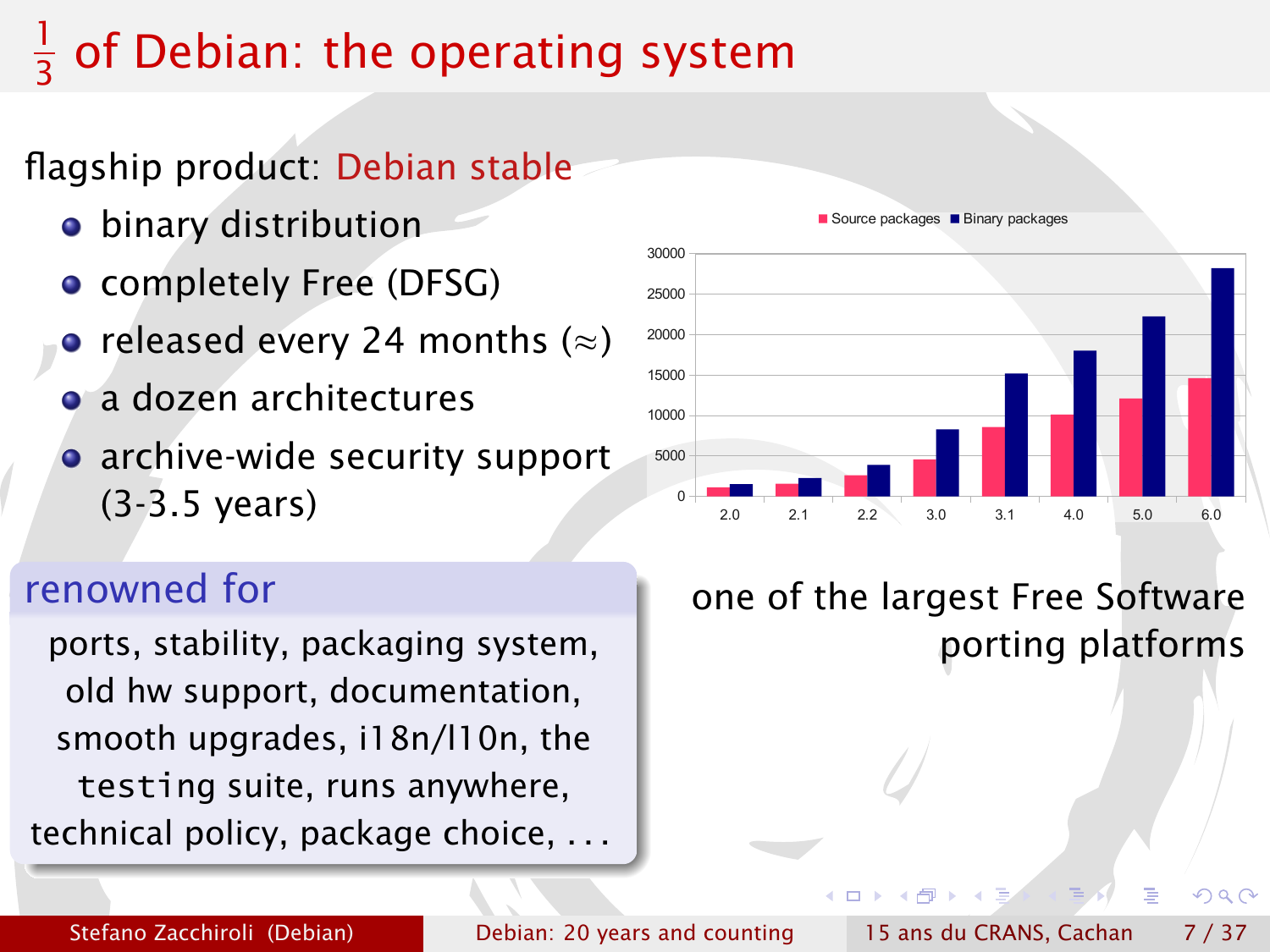# $\frac{1}{3}$ of Debian: the operating system

flagship product: Debian stable

- binary distribution
- completely Free (DFSG)
- released every 24 months (≈)
- a dozen architectures
- archive-wide security support (3-3.5 years)

| Release | 2.0 | 2.1 | 2.2 | 3.0 | 3.1 | 4.0 | 5.0 | 6.0 |
|---|---|---|---|---|---|---|---|---|
| Source packages | ~1000 | ~1500 | ~2500 | ~4500 | ~8500 | ~10000 | ~12000 | ~14500 |
| Binary packages | ~1500 | ~2200 | ~3800 | ~8200 | ~15000 | ~18000 | ~22000 | ~28000 |

**renowned for**

ports, stability, packaging system, old hw support, documentation, smooth upgrades, i18n/l10n, the `testing` suite, runs anywhere, technical policy, package choice, ...

one of the largest Free Software porting platforms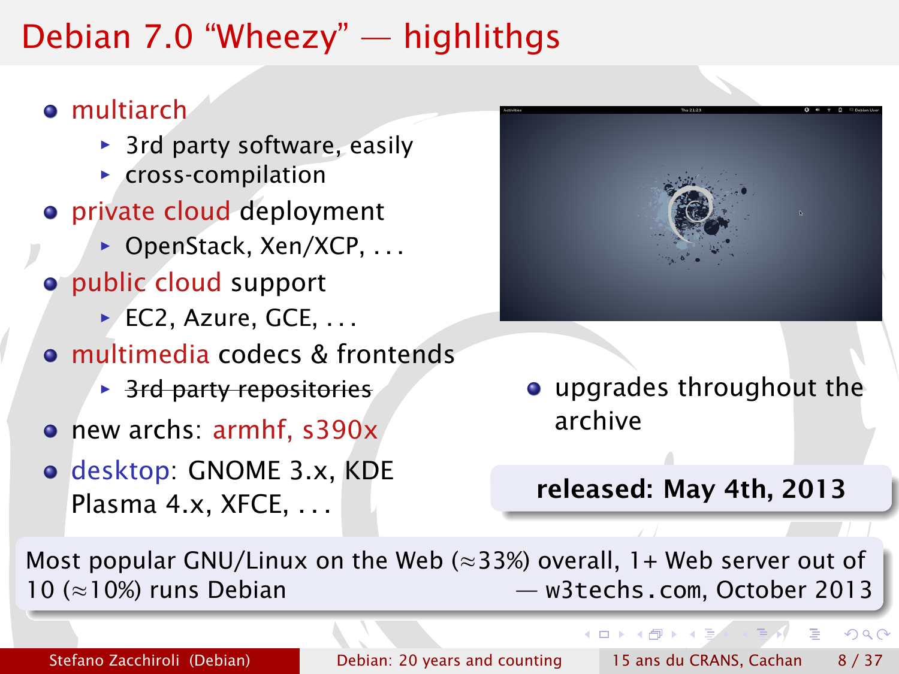# Debian 7.0 “Wheezy” — highlithgs

- multiarch
  - 3rd party software, easily
  - cross-compilation
- private cloud deployment
  - OpenStack, Xen/XCP, . . .
- public cloud support
  - EC2, Azure, GCE, . . .
- multimedia codecs & frontends
  - ~~3rd party repositories~~
- new archs: armhf, s390x
- desktop: GNOME 3.x, KDE Plasma 4.x, XFCE, . . .
- upgrades throughout the archive

**released: May 4th, 2013**

Most popular GNU/Linux on the Web ($\approx$33%) overall, 1+ Web server out of 10 ($\approx$10%) runs Debian — `w3techs.com`, October 2013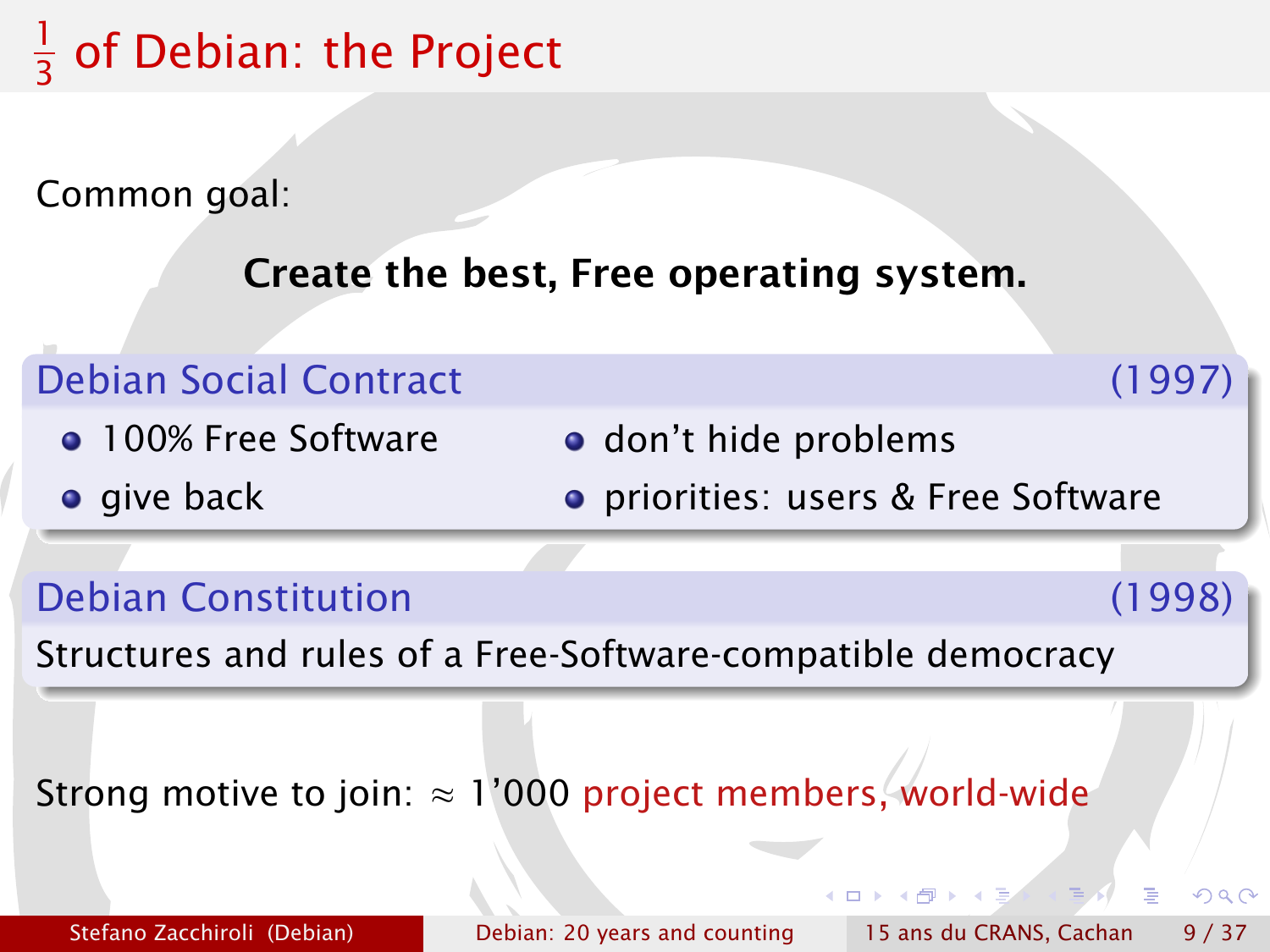# $\frac{1}{3}$ of Debian: the Project

Common goal:

**Create the best, Free operating system.**

### Debian Social Contract (1997)

- 100% Free Software
- give back
- don't hide problems
- priorities: users & Free Software

### Debian Constitution (1998)

Structures and rules of a Free-Software-compatible democracy

Strong motive to join: $\approx$ 1'000 project members, world-wide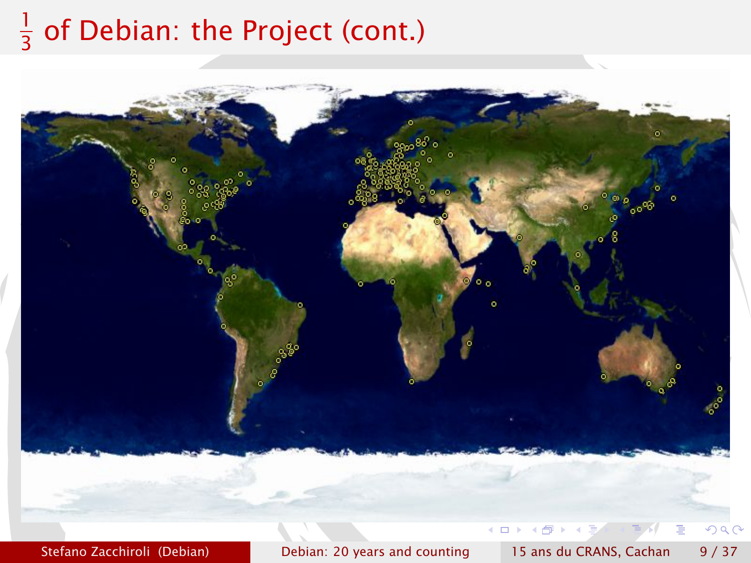# $\frac{1}{3}$ of Debian: the Project (cont.)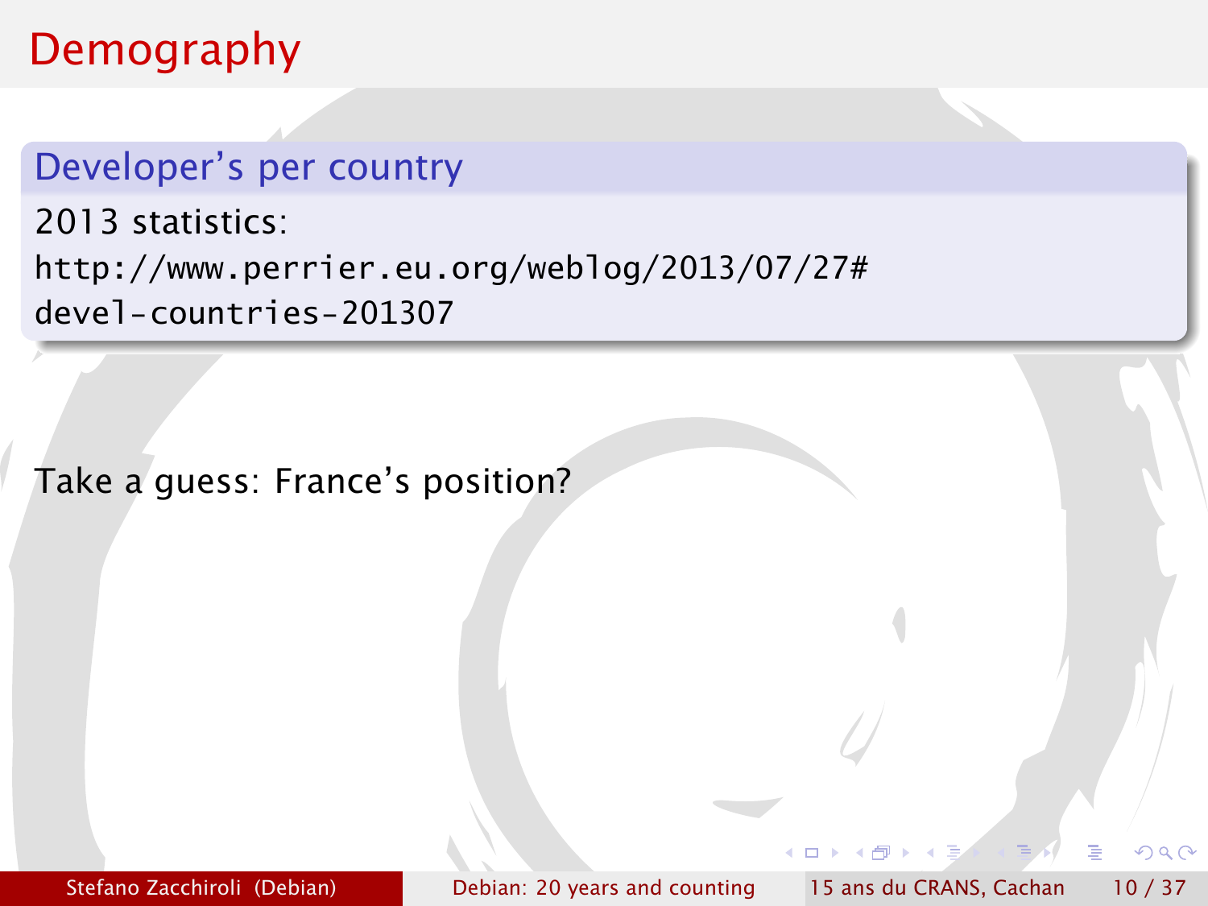# Demography

## Developer's per country

2013 statistics:
http://www.perrier.eu.org/weblog/2013/07/27#devel-countries-201307

Take a guess: France's position?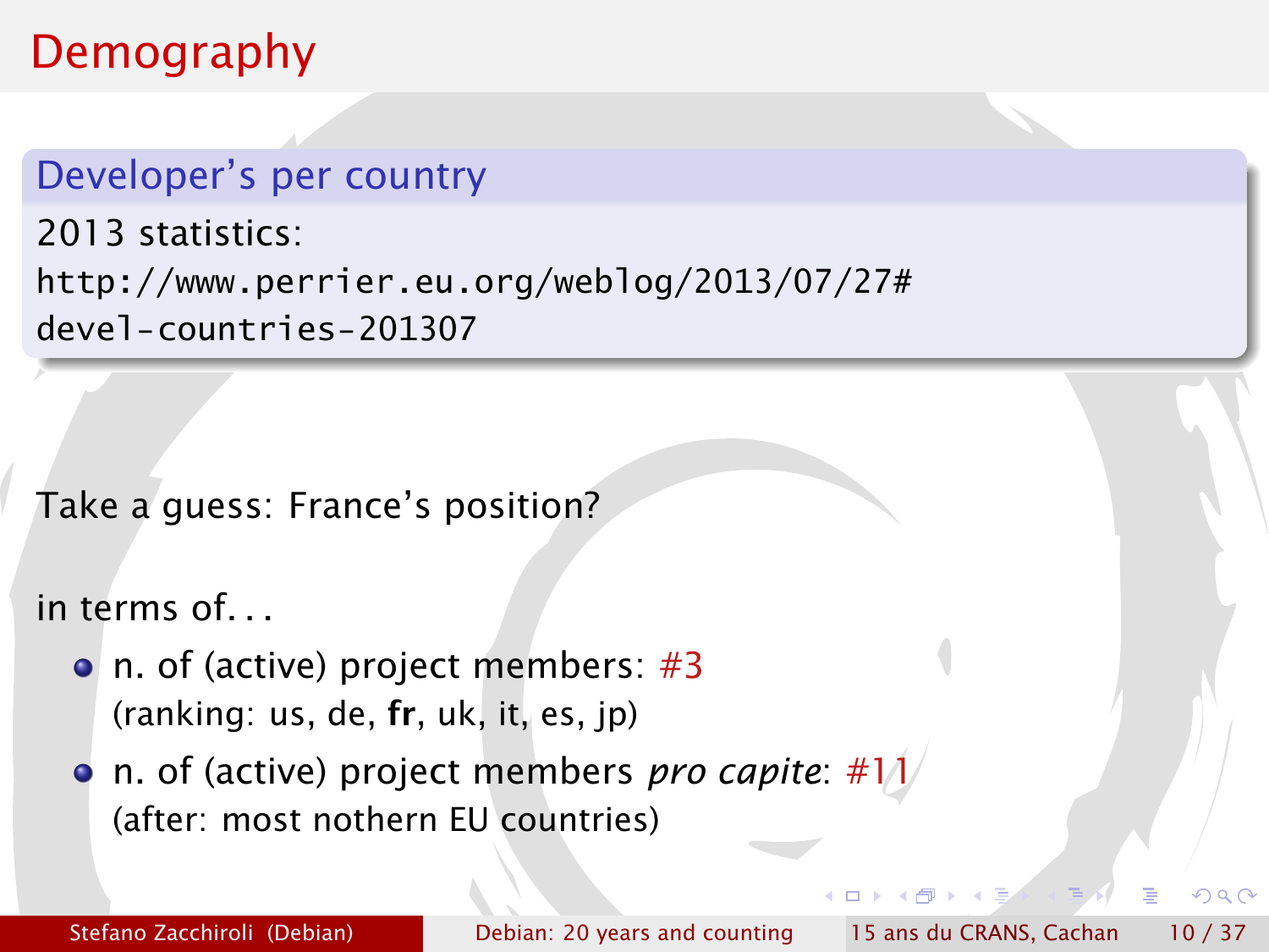# Demography

## Developer's per country

2013 statistics:
http://www.perrier.eu.org/weblog/2013/07/27#devel-countries-201307

Take a guess: France's position?

in terms of...

- n. of (active) project members: #3
  (ranking: us, de, **fr**, uk, it, es, jp)
- n. of (active) project members *pro capite*: #11
  (after: most nothern EU countries)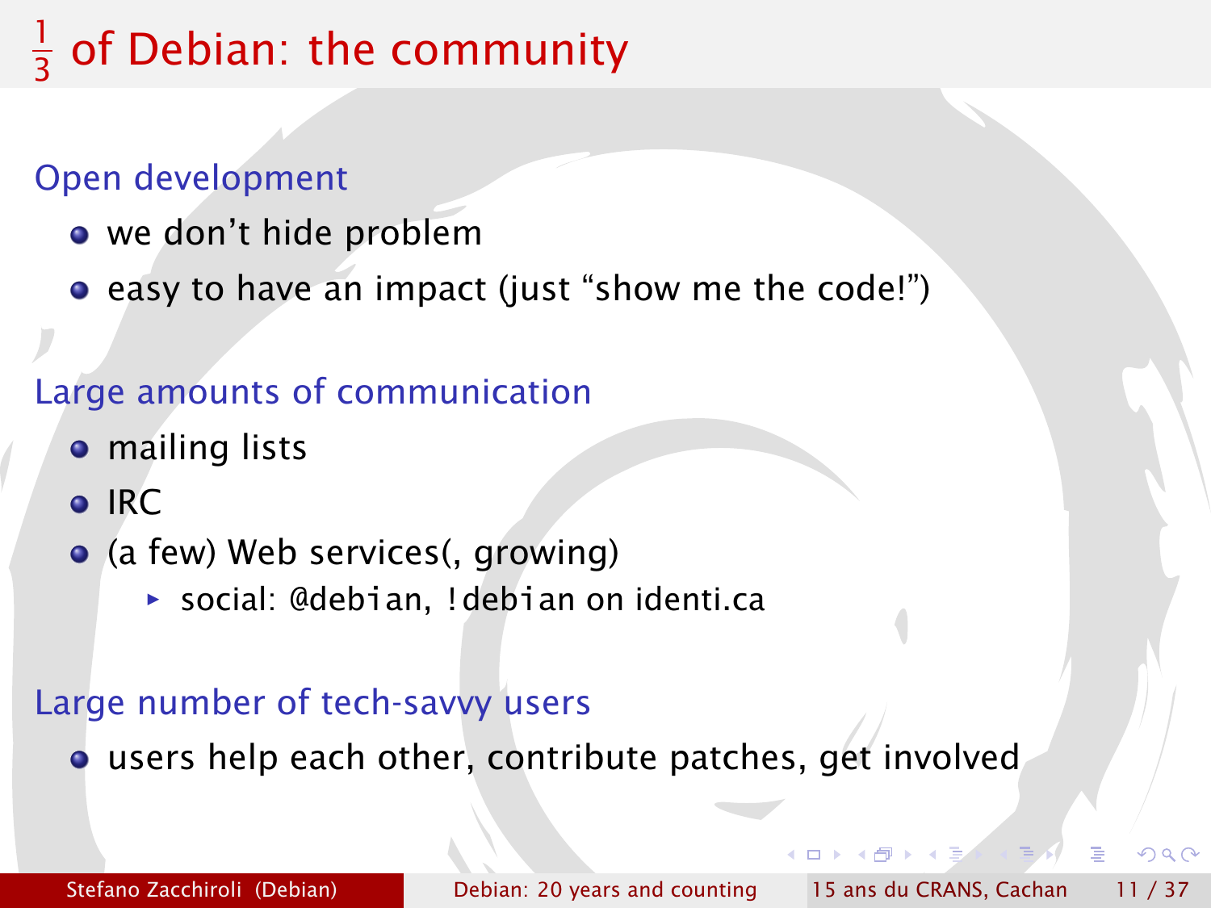# $\frac{1}{3}$ of Debian: the community

## Open development

- we don't hide problem
- easy to have an impact (just "show me the code!")

## Large amounts of communication

- mailing lists
- IRC
- (a few) Web services(, growing)
  - social: `@debian`, `!debian` on identi.ca

## Large number of tech-savvy users

- users help each other, contribute patches, get involved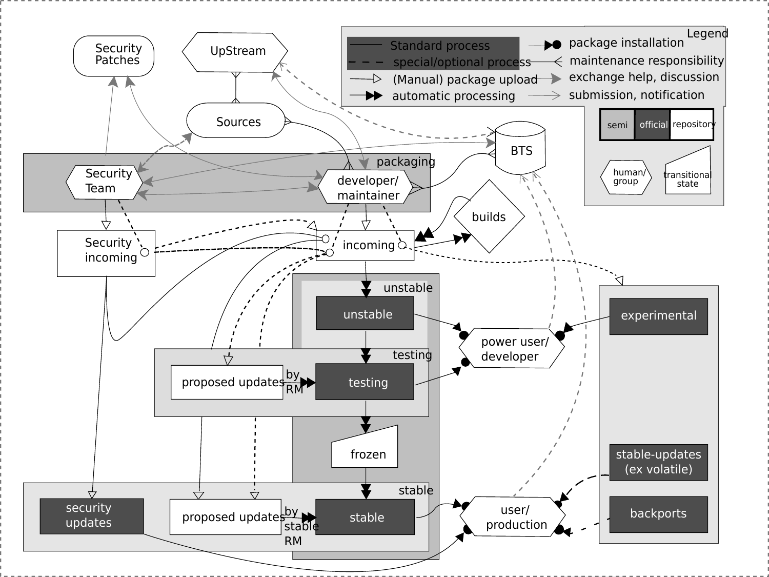Legend

- Standard process
- special/optional process
- (Manual) package upload
- automatic processing
- package installation
- maintenance responsibility
- exchange help, discussion
- submission, notification

semi | official | repository

human/group

transitional state

Security Patches

UpStream

Sources

BTS

packaging

Security Team

developer/maintainer

Security incoming

incoming

builds

unstable

unstable

power user/developer

experimental

testing

proposed updates

by RM

testing

frozen

stable

security updates

proposed updates

by stable RM

stable

user/production

stable-updates (ex volatile)

backports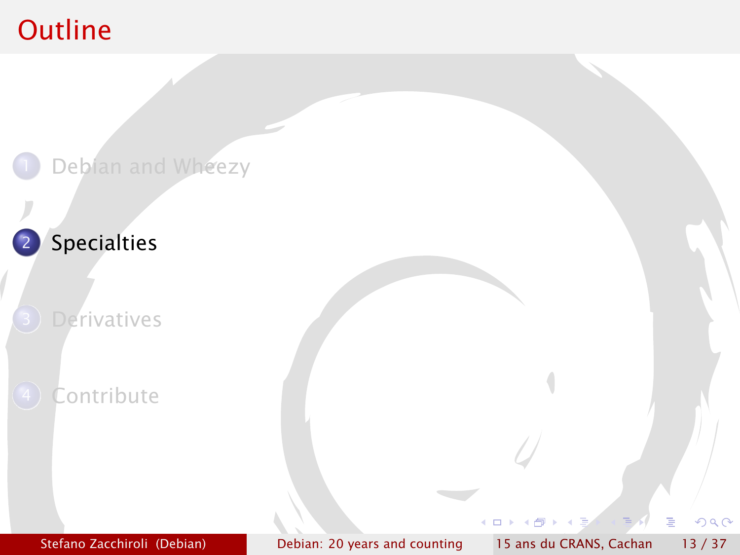# Outline

1. Debian and Wheezy
2. **Specialties**
3. Derivatives
4. Contribute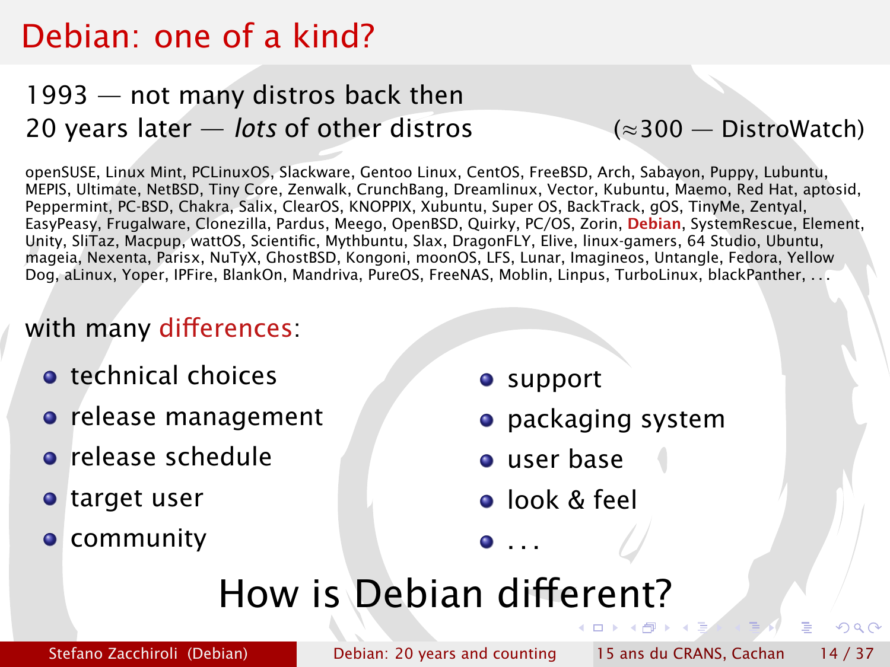# Debian: one of a kind?

1993 — not many distros back then

20 years later — *lots* of other distros (≈300 — DistroWatch)

openSUSE, Linux Mint, PCLinuxOS, Slackware, Gentoo Linux, CentOS, FreeBSD, Arch, Sabayon, Puppy, Lubuntu, MEPIS, Ultimate, NetBSD, Tiny Core, Zenwalk, CrunchBang, Dreamlinux, Vector, Kubuntu, Maemo, Red Hat, aptosid, Peppermint, PC-BSD, Chakra, Salix, ClearOS, KNOPPIX, Xubuntu, Super OS, BackTrack, gOS, TinyMe, Zentyal, EasyPeasy, Frugalware, Clonezilla, Pardus, Meego, OpenBSD, Quirky, PC/OS, Zorin, **Debian**, SystemRescue, Element, Unity, SliTaz, Macpup, wattOS, Scientific, Mythbuntu, Slax, DragonFLY, Elive, linux-gamers, 64 Studio, Ubuntu, mageia, Nexenta, Parisx, NuTyX, GhostBSD, Kongoni, moonOS, LFS, Lunar, Imagineos, Untangle, Fedora, Yellow Dog, aLinux, Yoper, IPFire, BlankOn, Mandriva, PureOS, FreeNAS, Moblin, Linpus, TurboLinux, blackPanther, ...

with many differences:

- technical choices
- release management
- release schedule
- target user
- community
- support
- packaging system
- user base
- look & feel
- ...

## How is Debian different?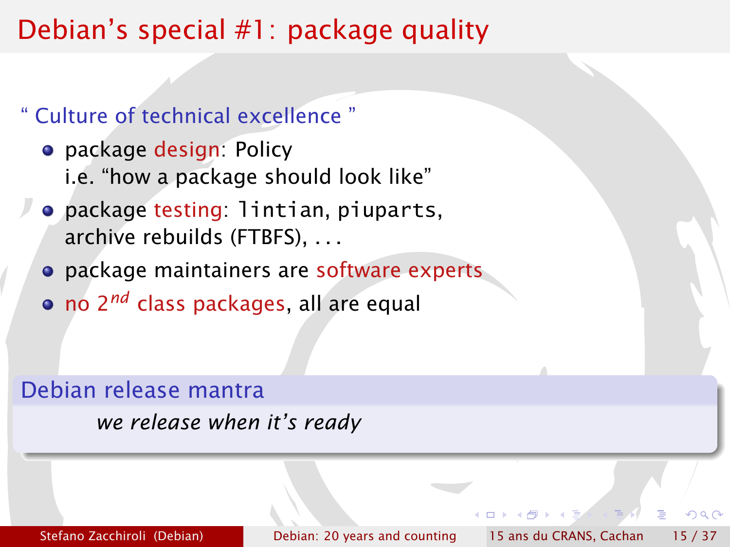# Debian's special #1: package quality

" Culture of technical excellence "

- package design: Policy
  i.e. "how a package should look like"
- package testing: `lintian`, `piuparts`, archive rebuilds (FTBFS), ...
- package maintainers are software experts
- no $2^{nd}$ class packages, all are equal

**Debian release mantra**

*we release when it's ready*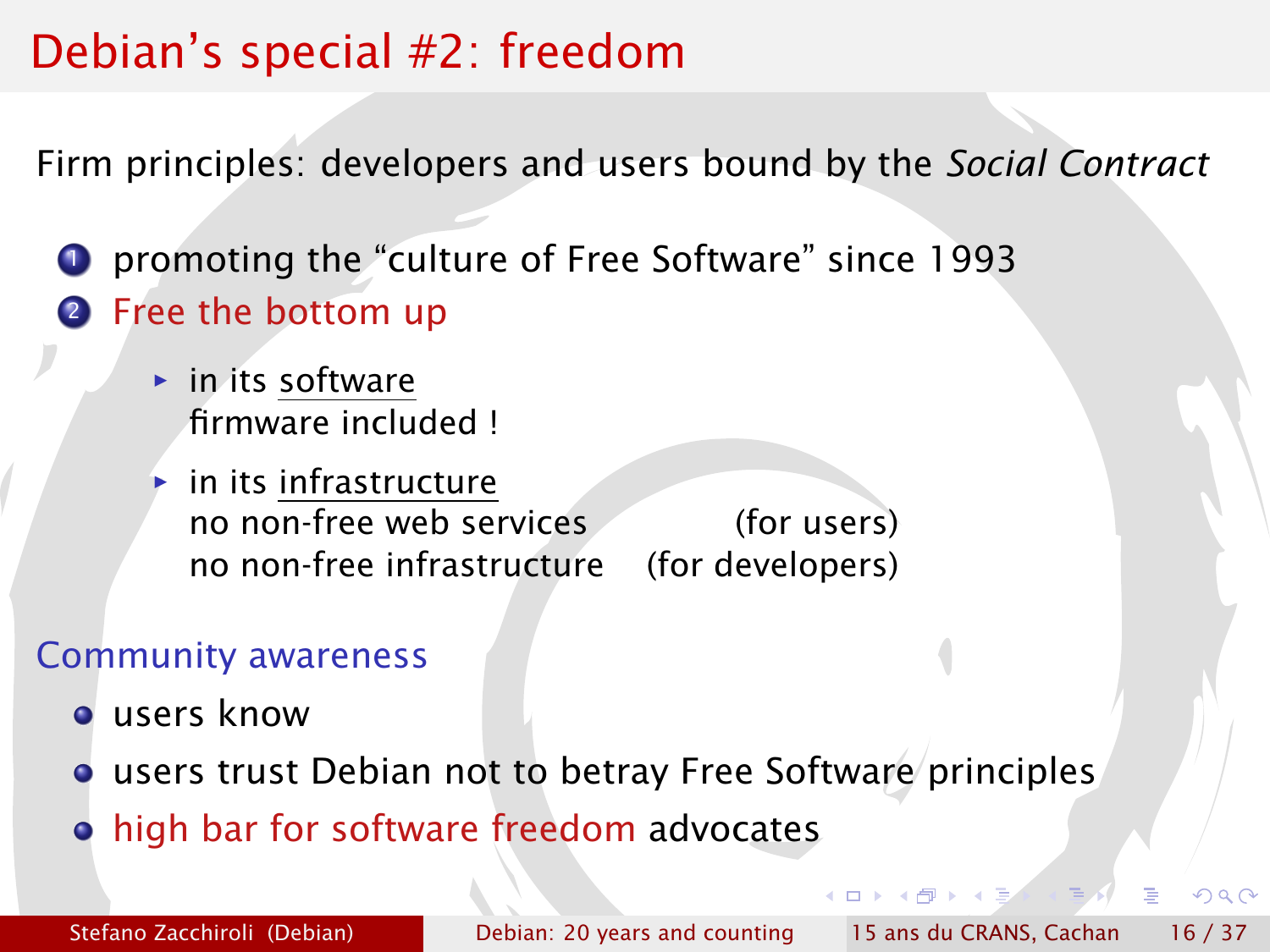# Debian's special #2: freedom

Firm principles: developers and users bound by the *Social Contract*

1. promoting the "culture of Free Software" since 1993
2. Free the bottom up
   - in its software
     firmware included !
   - in its infrastructure
     no non-free web services (for users)
     no non-free infrastructure (for developers)

## Community awareness

- users know
- users trust Debian not to betray Free Software principles
- high bar for software freedom advocates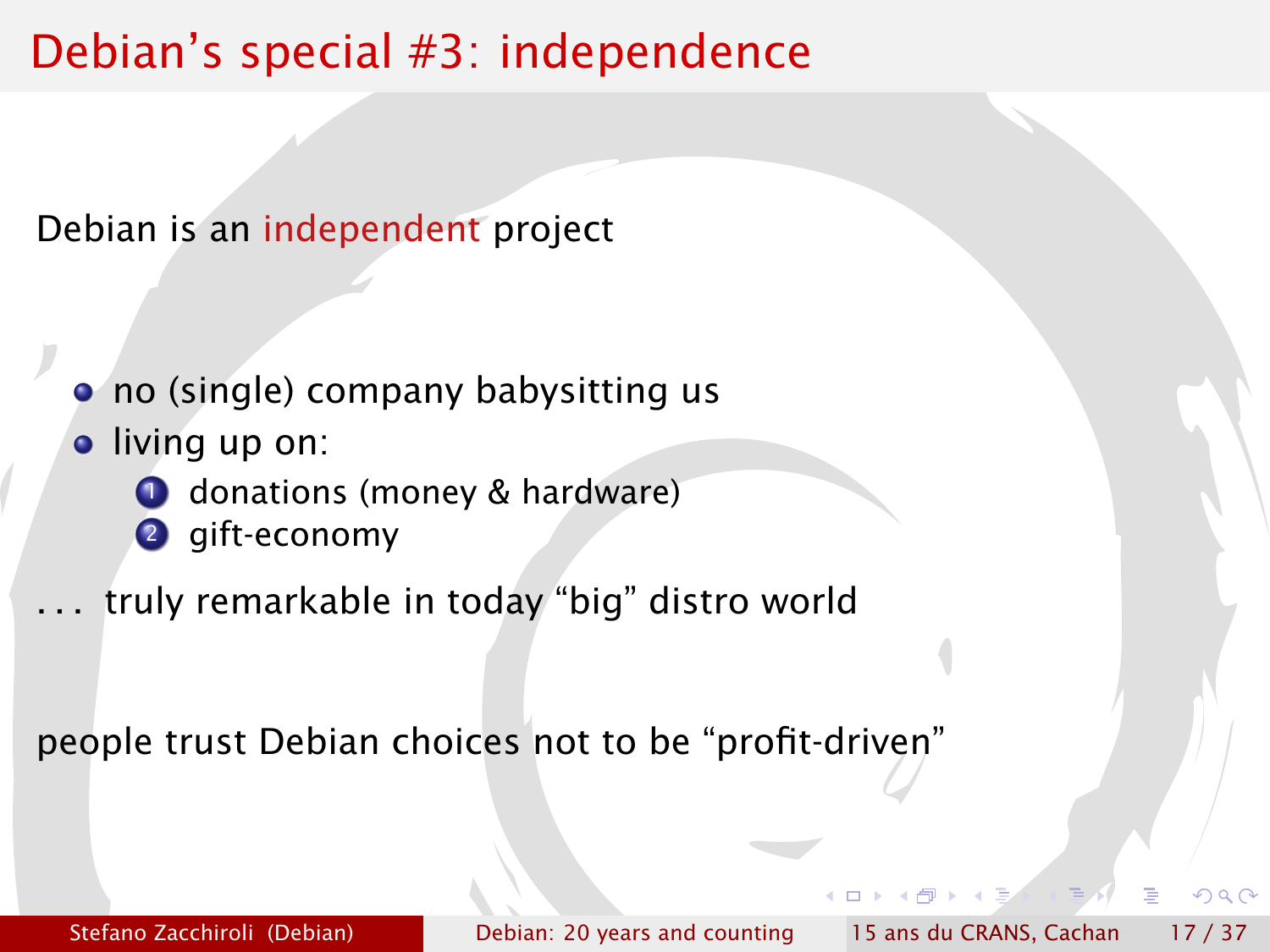# Debian's special #3: independence

Debian is an independent project

- no (single) company babysitting us
- living up on:
  1. donations (money & hardware)
  2. gift-economy

. . . truly remarkable in today "big" distro world

people trust Debian choices not to be "profit-driven"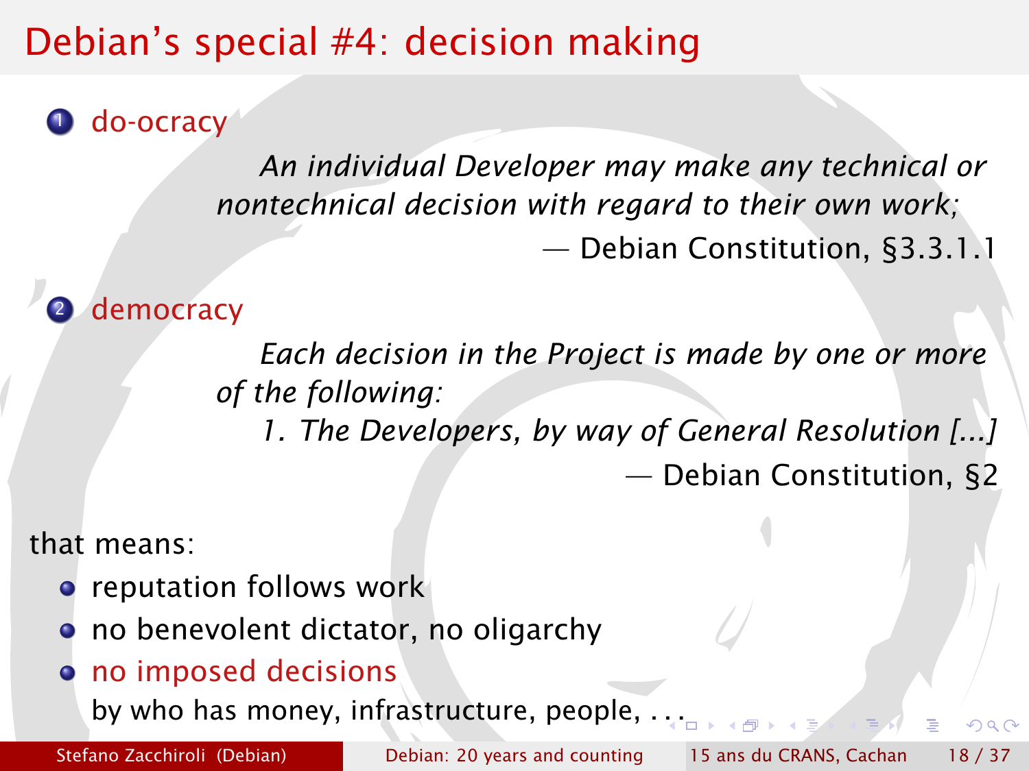# Debian's special #4: decision making

1. do-ocracy

   > *An individual Developer may make any technical or nontechnical decision with regard to their own work;*
   >
   > — Debian Constitution, §3.3.1.1

2. democracy

   > *Each decision in the Project is made by one or more of the following:*
   >
   > *1. The Developers, by way of General Resolution [...]*
   >
   > — Debian Constitution, §2

that means:

- reputation follows work
- no benevolent dictator, no oligarchy
- no imposed decisions
  by who has money, infrastructure, people, ...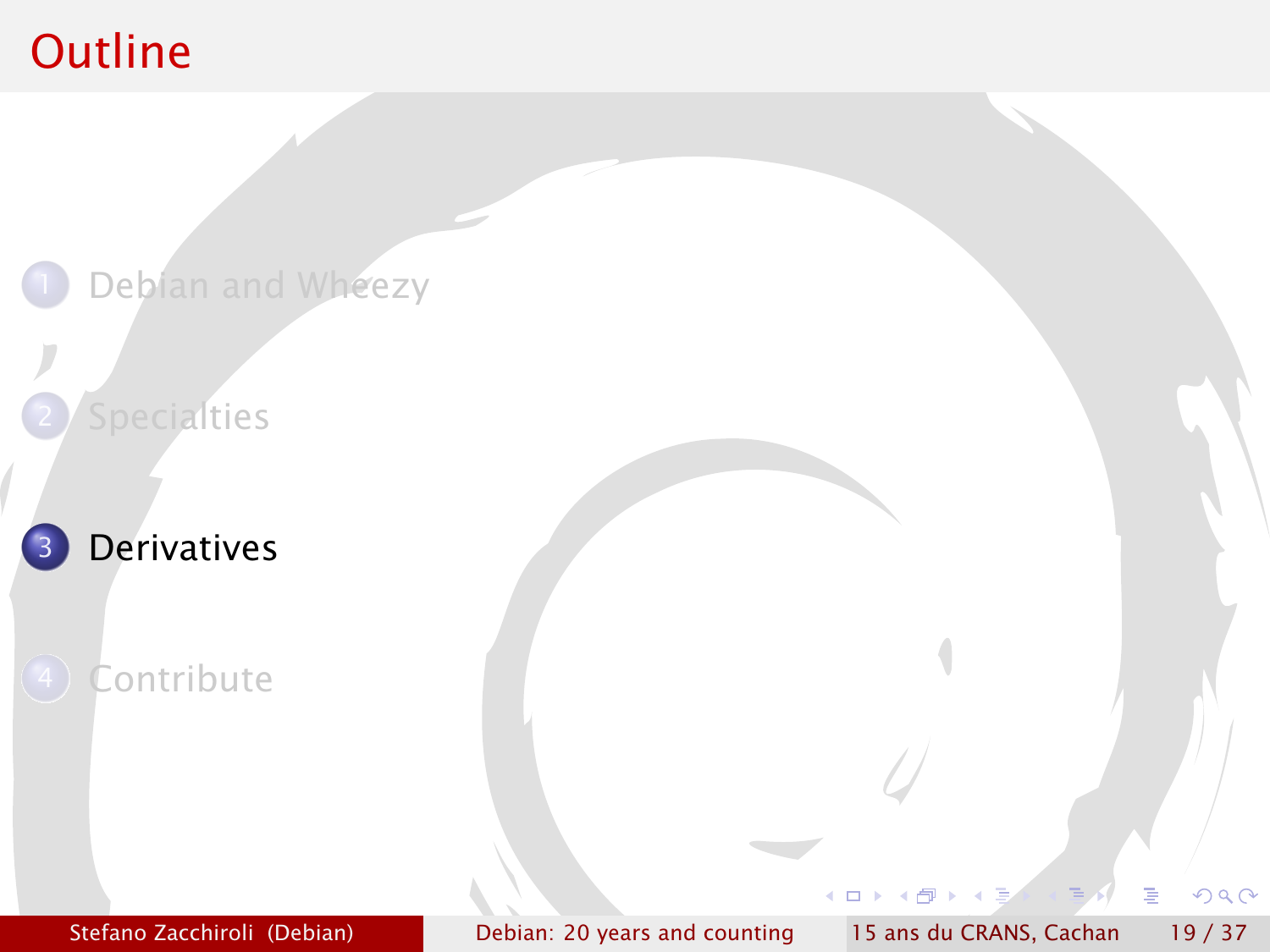# Outline

1. Debian and Wheezy
2. Specialties
3. **Derivatives**
4. Contribute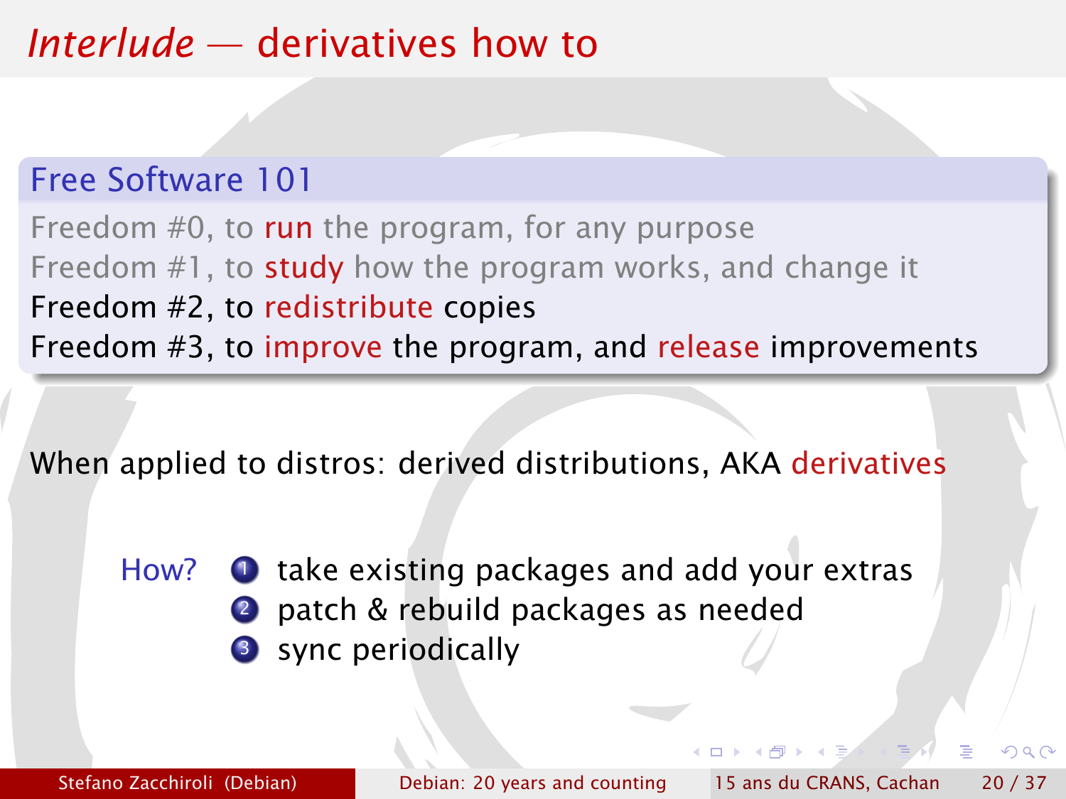# *Interlude* — derivatives how to

### Free Software 101

Freedom #0, to run the program, for any purpose
Freedom #1, to study how the program works, and change it
Freedom #2, to redistribute copies
Freedom #3, to improve the program, and release improvements

When applied to distros: derived distributions, AKA derivatives

How?

1. take existing packages and add your extras
2. patch & rebuild packages as needed
3. sync periodically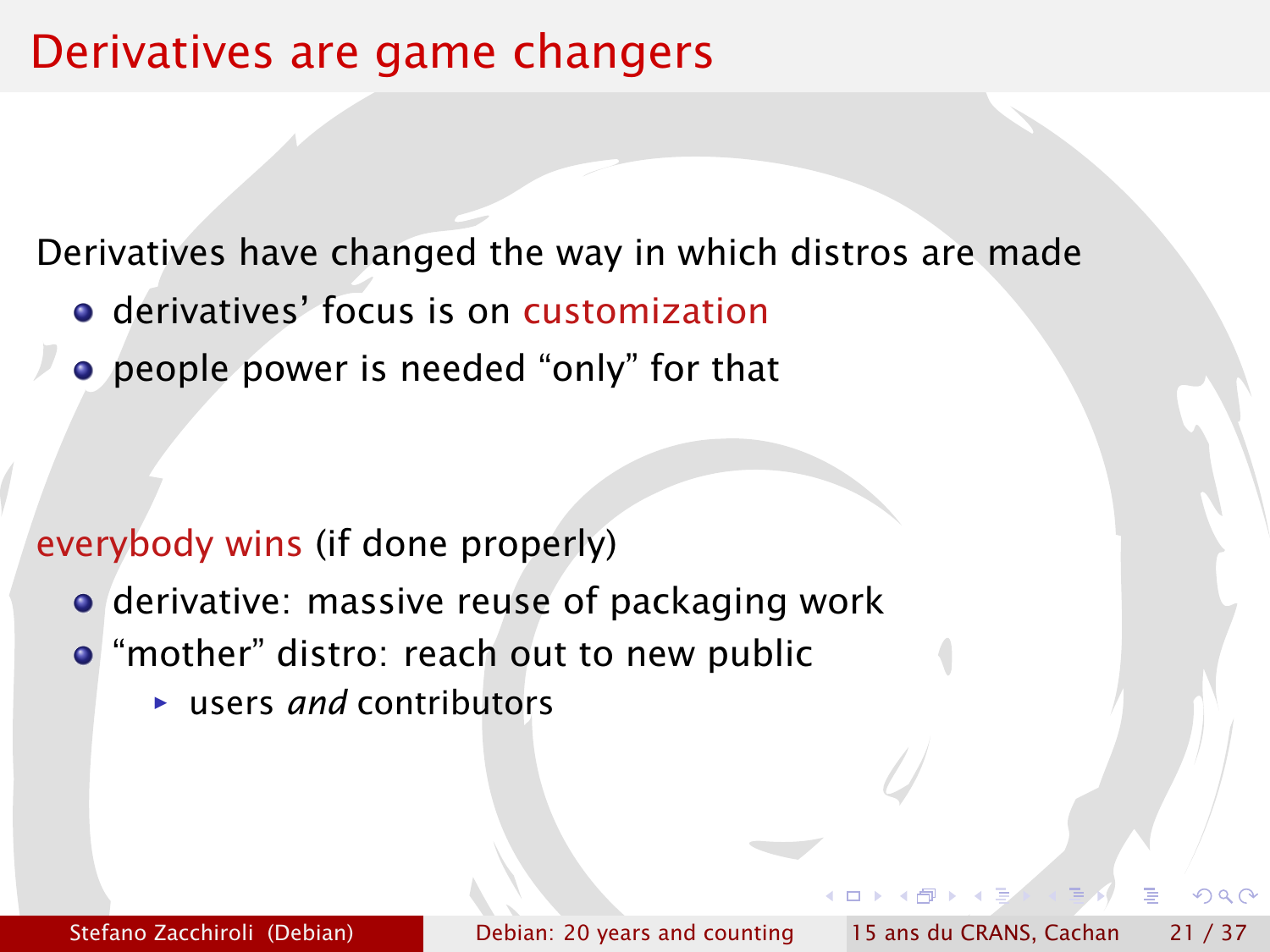# Derivatives are game changers

Derivatives have changed the way in which distros are made

- derivatives' focus is on customization
- people power is needed "only" for that

everybody wins (if done properly)

- derivative: massive reuse of packaging work
- "mother" distro: reach out to new public
  - users *and* contributors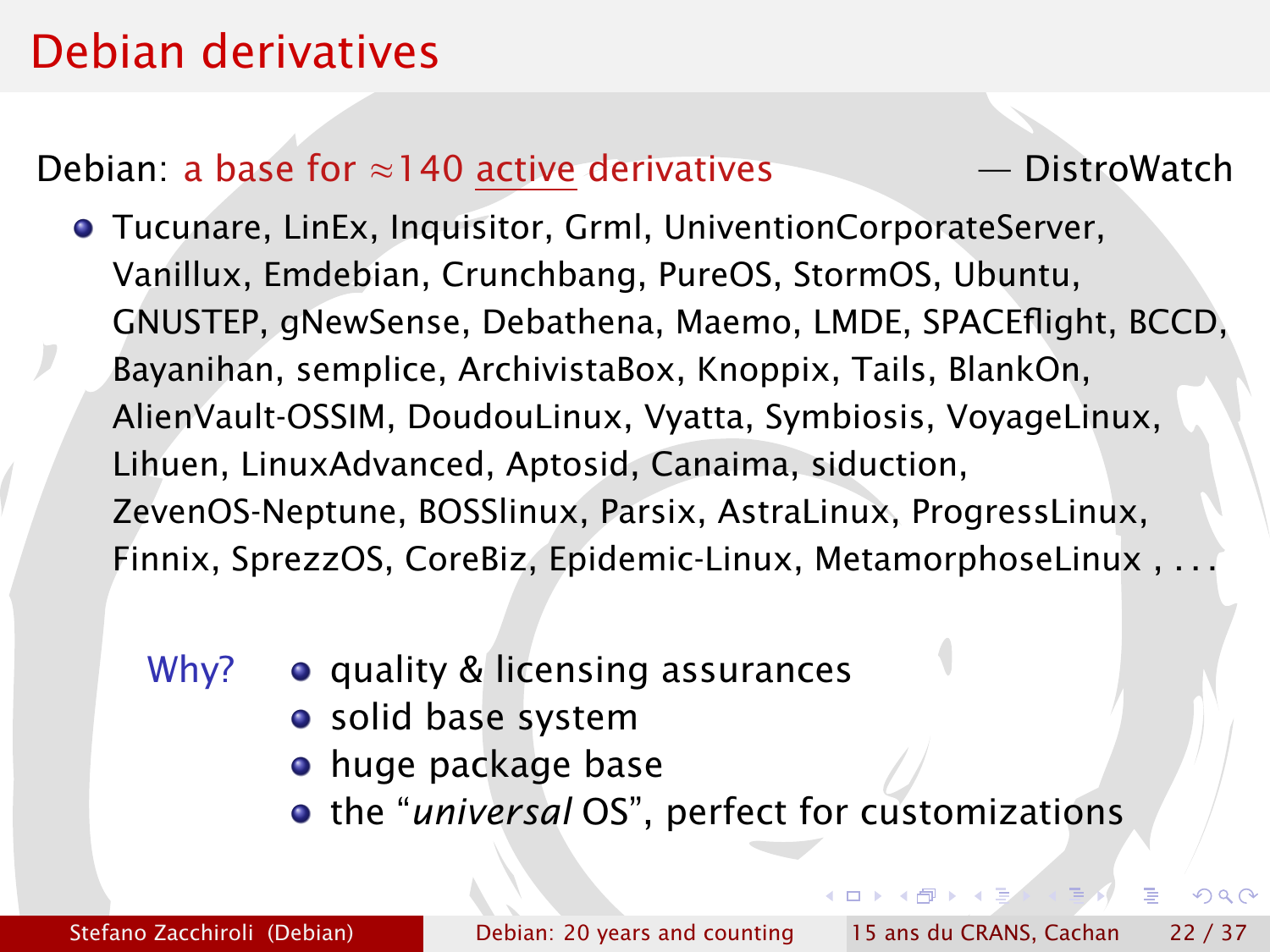# Debian derivatives

Debian: a base for ≈140 active derivatives — DistroWatch

- Tucunare, LinEx, Inquisitor, Grml, UniventionCorporateServer, Vanillux, Emdebian, Crunchbang, PureOS, StormOS, Ubuntu, GNUSTEP, gNewSense, Debathena, Maemo, LMDE, SPACEflight, BCCD, Bayanihan, semplice, ArchivistaBox, Knoppix, Tails, BlankOn, AlienVault-OSSIM, DoudouLinux, Vyatta, Symbiosis, VoyageLinux, Lihuen, LinuxAdvanced, Aptosid, Canaima, siduction, ZevenOS-Neptune, BOSSlinux, Parsix, AstraLinux, ProgressLinux, Finnix, SprezzOS, CoreBiz, Epidemic-Linux, MetamorphoseLinux , ...

Why?

- quality & licensing assurances
- solid base system
- huge package base
- the "*universal* OS", perfect for customizations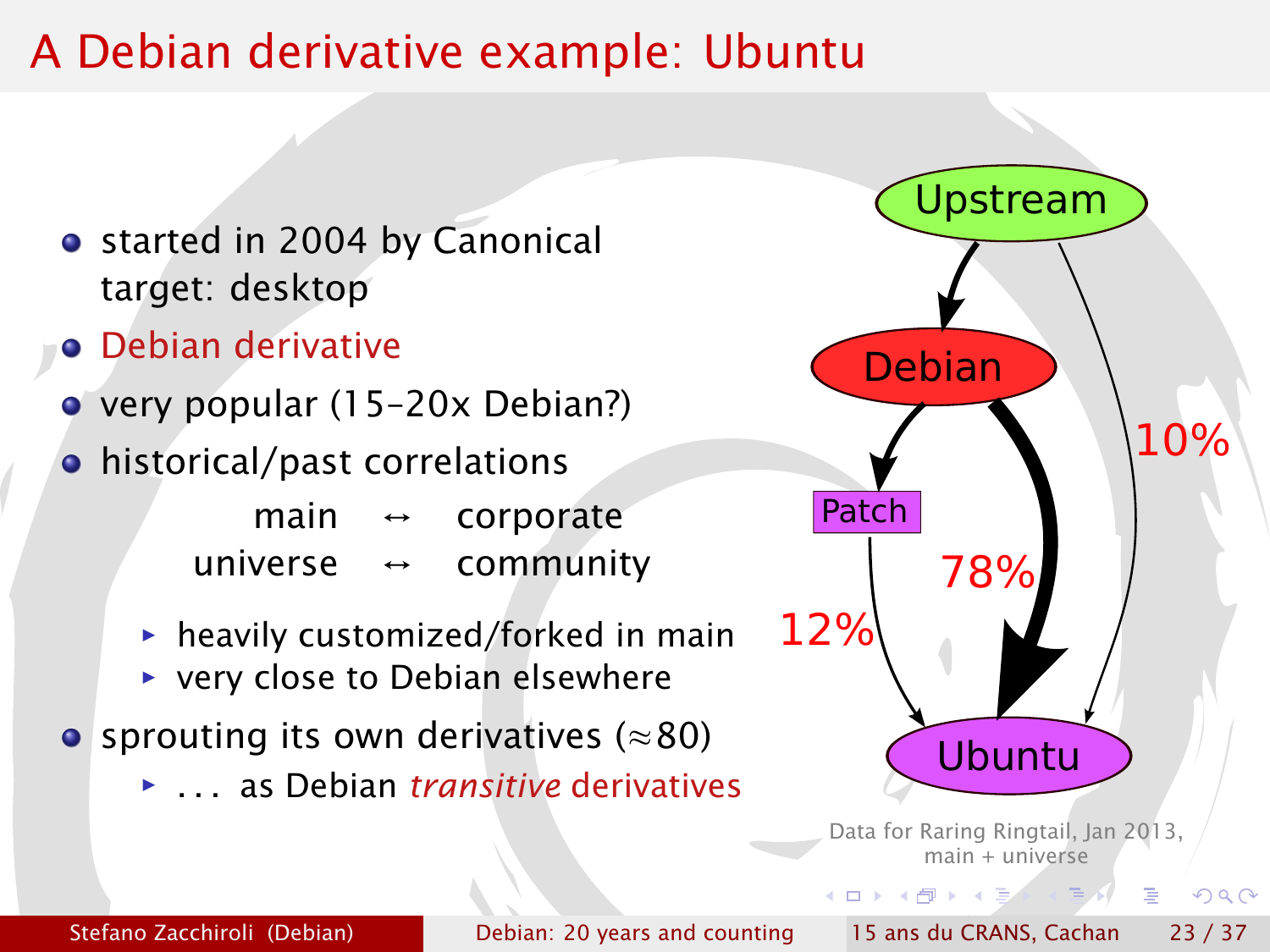# A Debian derivative example: Ubuntu

- started in 2004 by Canonical
  target: desktop
- Debian derivative
- very popular (15–20x Debian?)
- historical/past correlations

| | | |
|---|---|---|
| main | ↔ | corporate |
| universe | ↔ | community |

  - heavily customized/forked in main
  - very close to Debian elsewhere
- sprouting its own derivatives (≈80)
  - . . . as Debian *transitive* derivatives

Upstream → Debian → Ubuntu (78%); Debian → Patch → Ubuntu (12%); Upstream → Ubuntu (10%)

Data for Raring Ringtail, Jan 2013, main + universe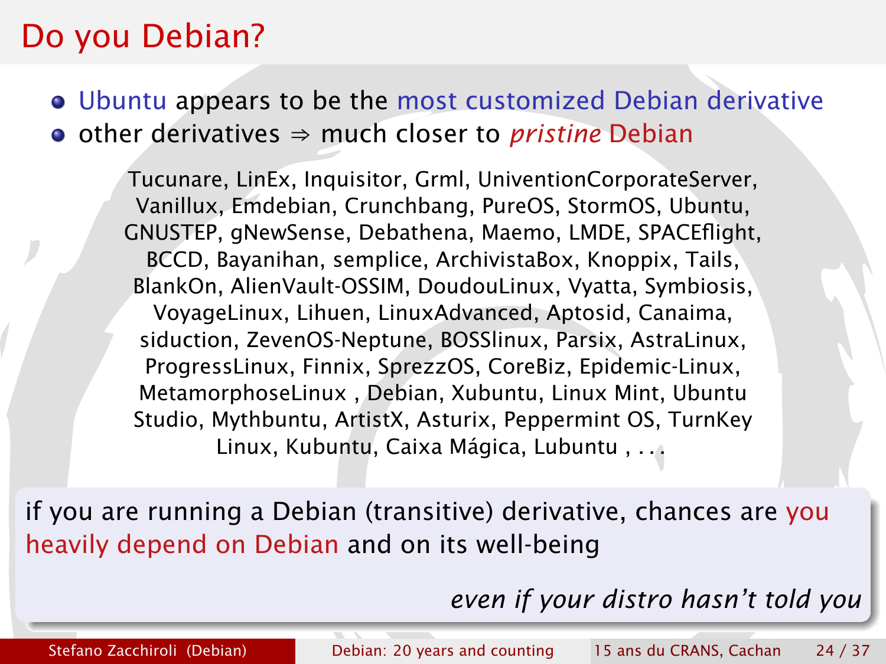# Do you Debian?

- Ubuntu appears to be the most customized Debian derivative
- other derivatives ⇒ much closer to *pristine* Debian

Tucunare, LinEx, Inquisitor, Grml, UniventionCorporateServer, Vanillux, Emdebian, Crunchbang, PureOS, StormOS, Ubuntu, GNUSTEP, gNewSense, Debathena, Maemo, LMDE, SPACEflight, BCCD, Bayanihan, semplice, ArchivistaBox, Knoppix, Tails, BlankOn, AlienVault-OSSIM, DoudouLinux, Vyatta, Symbiosis, VoyageLinux, Lihuen, LinuxAdvanced, Aptosid, Canaima, siduction, ZevenOS-Neptune, BOSSlinux, Parsix, AstraLinux, ProgressLinux, Finnix, SprezzOS, CoreBiz, Epidemic-Linux, MetamorphoseLinux , Debian, Xubuntu, Linux Mint, Ubuntu Studio, Mythbuntu, ArtistX, Asturix, Peppermint OS, TurnKey Linux, Kubuntu, Caixa Mágica, Lubuntu , . . .

if you are running a Debian (transitive) derivative, chances are you heavily depend on Debian and on its well-being

*even if your distro hasn't told you*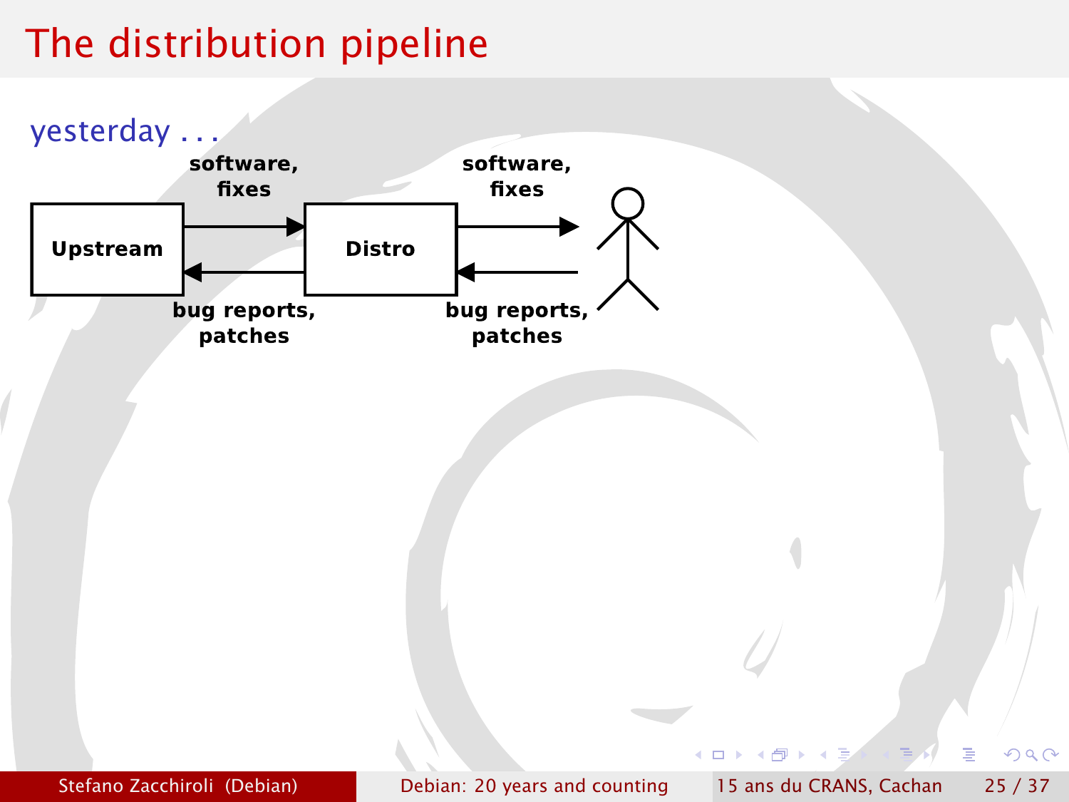# The distribution pipeline

yesterday . . .

**Upstream** → (software, fixes) → **Distro** → (software, fixes) → user

**Upstream** ← (bug reports, patches) ← **Distro** ← (bug reports, patches) ← user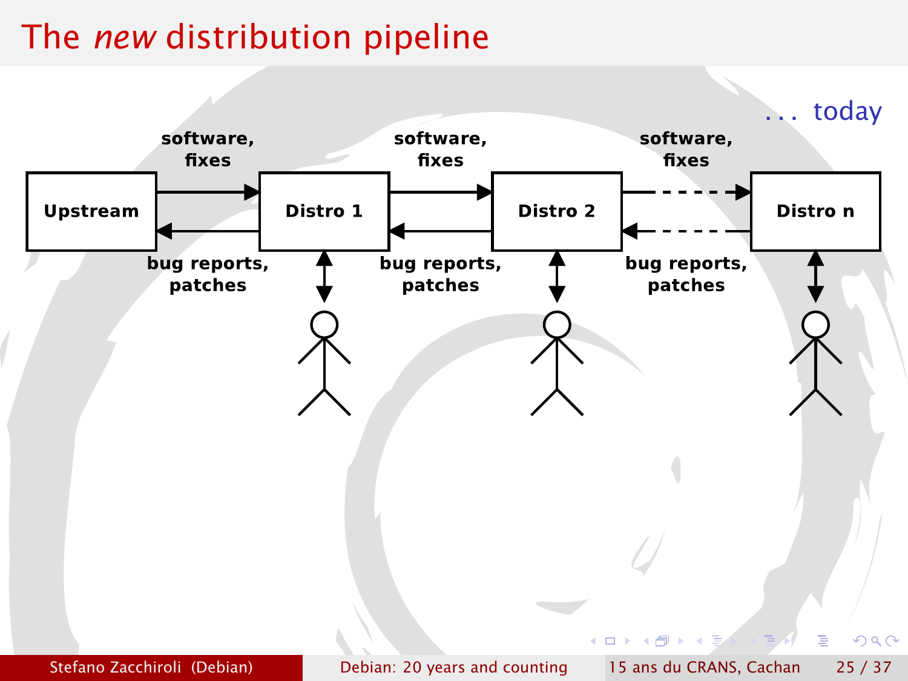# The *new* distribution pipeline

... today

Upstream → (software, fixes) → Distro 1 → (software, fixes) → Distro 2 → (software, fixes) → Distro n

Distro n → (bug reports, patches) → Distro 2 → (bug reports, patches) → Distro 1 → (bug reports, patches) → Upstream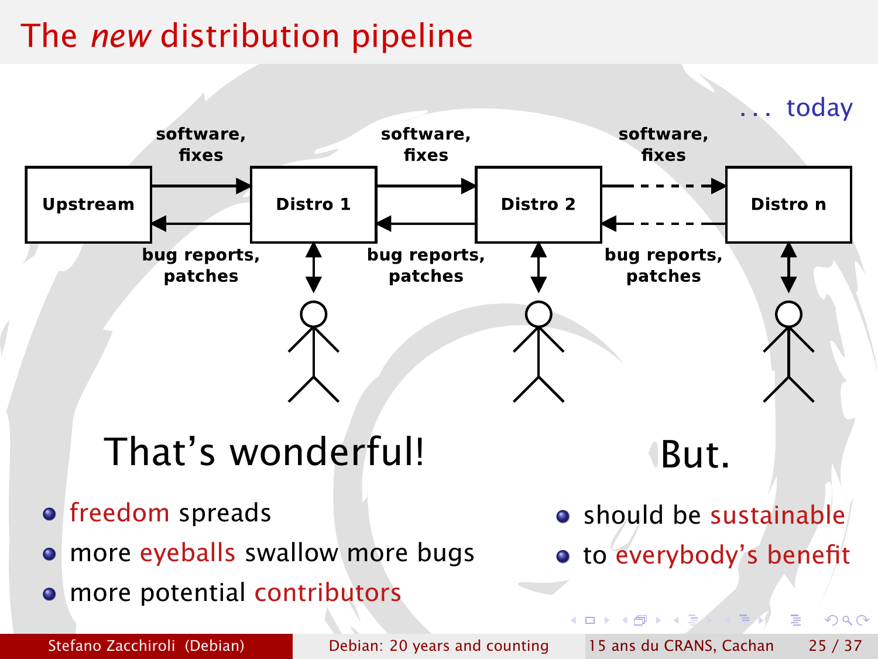# The *new* distribution pipeline

. . . today

software, fixes → Upstream ← bug reports, patches — Distro 1 — software, fixes → / ← bug reports, patches — Distro 2 — software, fixes → / ← bug reports, patches — Distro n

Upstream | Distro 1 | Distro 2 | Distro n

That's wonderful!

- freedom spreads
- more eyeballs swallow more bugs
- more potential contributors

But.

- should be sustainable
- to everybody's benefit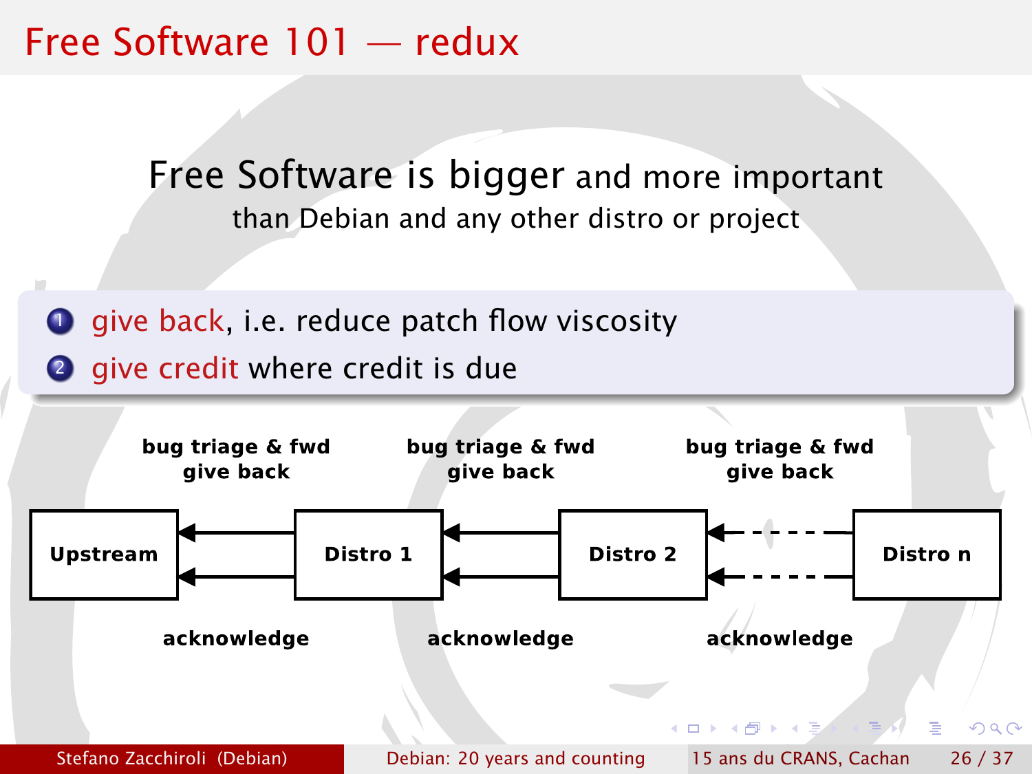# Free Software 101 — redux

Free Software is bigger and more important than Debian and any other distro or project

1. give back, i.e. reduce patch flow viscosity
2. give credit where credit is due

**Upstream** ← (bug triage & fwd, give back / acknowledge) ← **Distro 1** ← (bug triage & fwd, give back / acknowledge) ← **Distro 2** ← (bug triage & fwd, give back / acknowledge) ← **Distro n**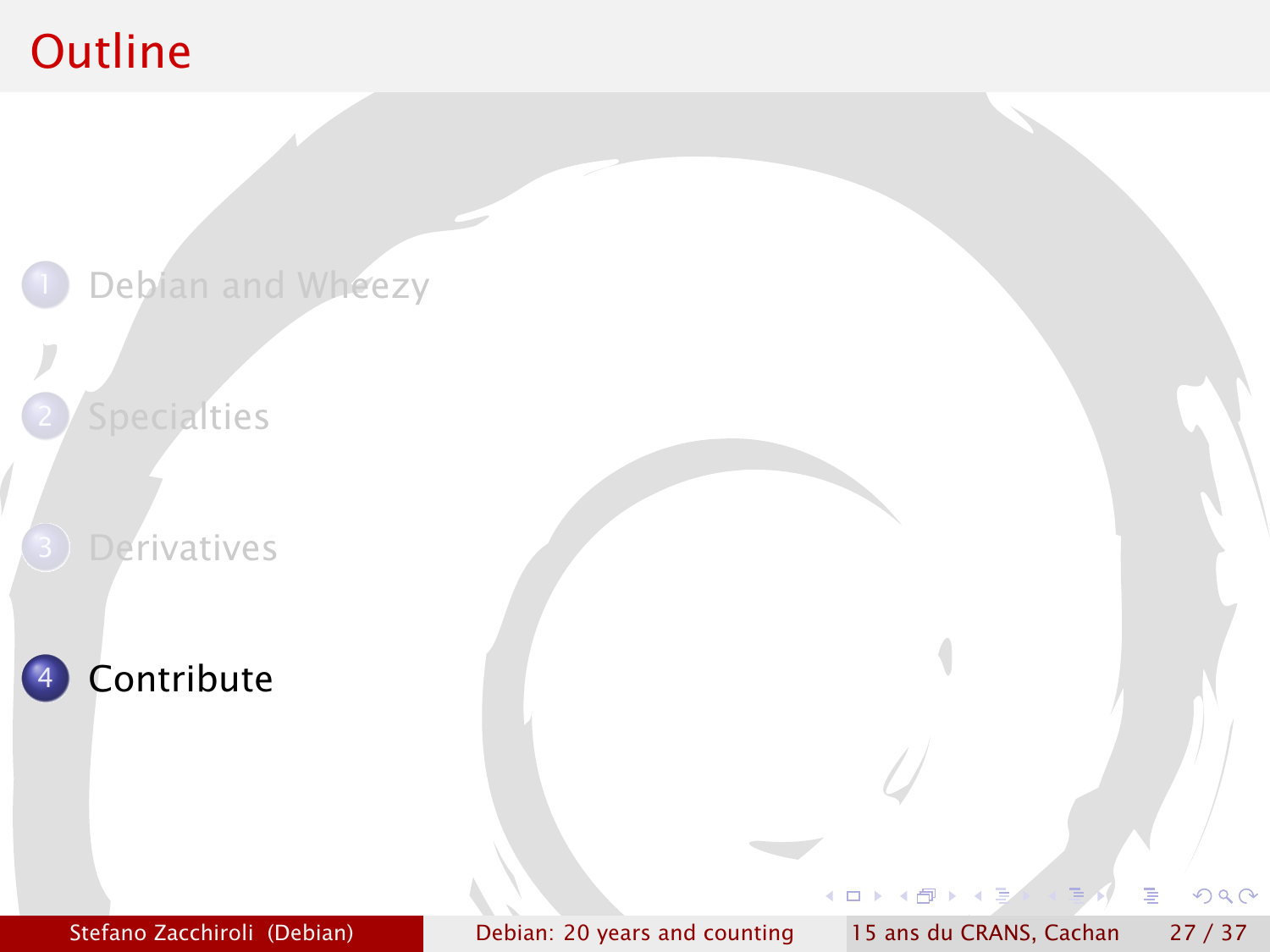# Outline

1. Debian and Wheezy
2. Specialties
3. Derivatives
4. **Contribute**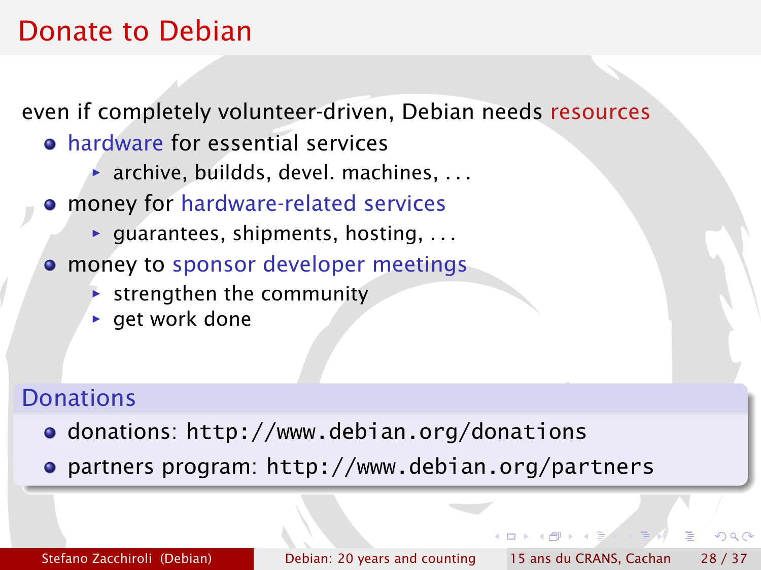# Donate to Debian

even if completely volunteer-driven, Debian needs resources

- hardware for essential services
  - archive, buildds, devel. machines, ...
- money for hardware-related services
  - guarantees, shipments, hosting, ...
- money to sponsor developer meetings
  - strengthen the community
  - get work done

## Donations

- donations: `http://www.debian.org/donations`
- partners program: `http://www.debian.org/partners`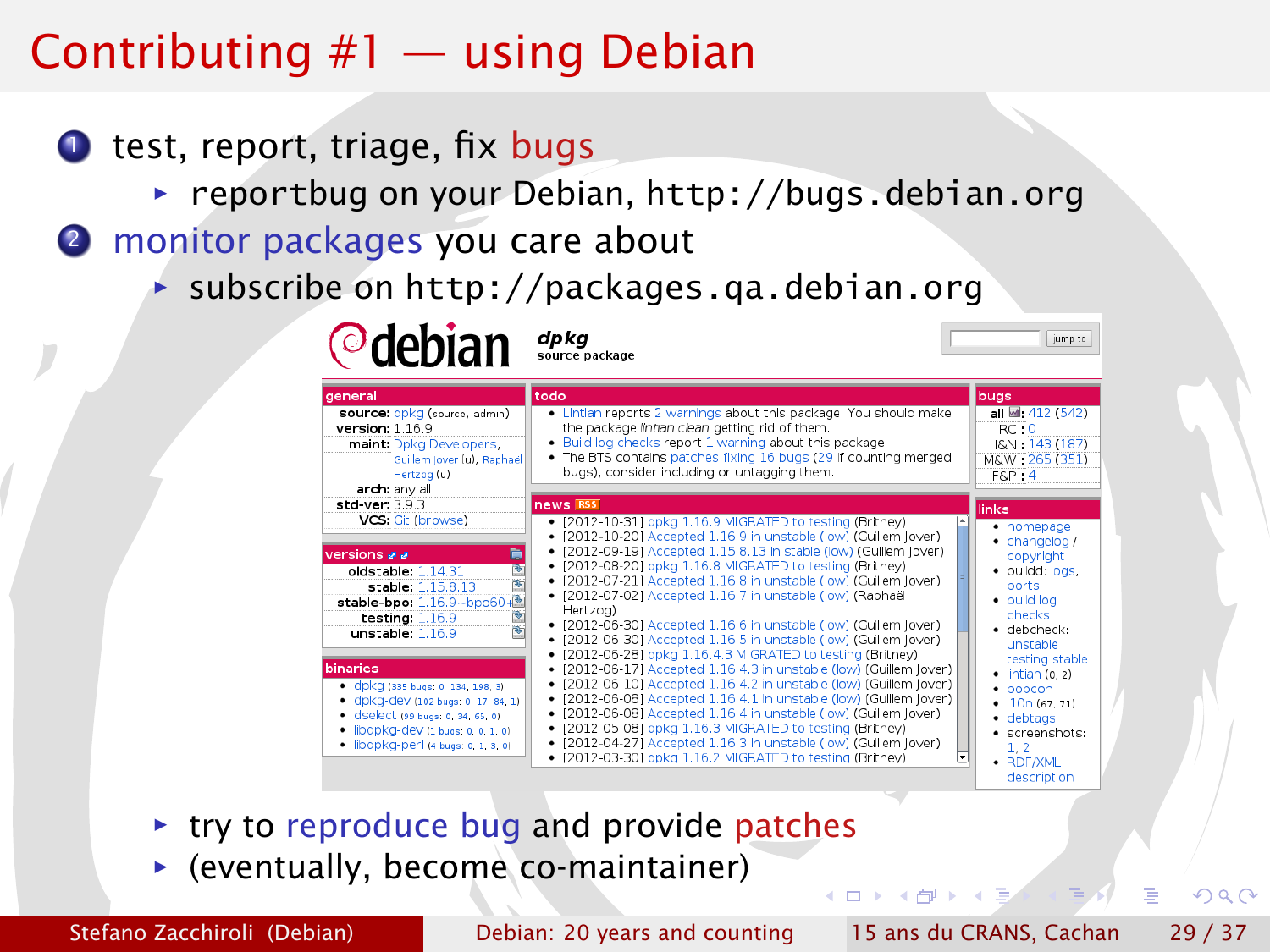# Contributing #1 — using Debian

1. test, report, triage, fix bugs
   - reportbug on your Debian, http://bugs.debian.org
2. monitor packages you care about
   - subscribe on http://packages.qa.debian.org

debian **dpkg** source package

**general**

- **source:** dpkg (source, admin)
- **version:** 1.16.9
- **maint:** Dpkg Developers, Guillem Jover (u), Raphaël Hertzog (u)
- **arch:** any all
- **std-ver:** 3.9.3
- **VCS:** Git (browse)

**versions**

- **oldstable:** 1.14.31
- **stable:** 1.15.8.13
- **stable-bpo:** 1.16.9~bpo60
- **testing:** 1.16.9
- **unstable:** 1.16.9

**binaries**

- dpkg (335 bugs: 0, 134, 198, 3)
- dpkg-dev (102 bugs: 0, 17, 84, 1)
- dselect (99 bugs: 0, 34, 65, 0)
- libdpkg-dev (1 bugs: 0, 0, 1, 0)
- libdpkg-perl (4 bugs: 0, 1, 3, 0)

**todo**

- Lintian reports 2 warnings about this package. You should make the package *lintian clean* getting rid of them.
- Build log checks report 1 warning about this package.
- The BTS contains patches fixing 16 bugs (29 if counting merged bugs), consider including or untagging them.

**news**

- [2012-10-31] dpkg 1.16.9 MIGRATED to testing (Britney)
- [2012-10-20] Accepted 1.16.9 in unstable (low) (Guillem Jover)
- [2012-09-19] Accepted 1.15.8.13 in stable (low) (Guillem Jover)
- [2012-08-20] dpkg 1.16.8 MIGRATED to testing (Britney)
- [2012-07-21] Accepted 1.16.8 in unstable (low) (Guillem Jover)
- [2012-07-02] Accepted 1.16.7 in unstable (low) (Raphaël Hertzog)
- [2012-06-30] Accepted 1.16.6 in unstable (low) (Guillem Jover)
- [2012-06-30] Accepted 1.16.5 in unstable (low) (Guillem Jover)
- [2012-06-28] dpkg 1.16.4.3 MIGRATED to testing (Britney)
- [2012-06-17] Accepted 1.16.4.3 in unstable (low) (Guillem Jover)
- [2012-06-10] Accepted 1.16.4.2 in unstable (low) (Guillem Jover)
- [2012-06-08] Accepted 1.16.4.1 in unstable (low) (Guillem Jover)
- [2012-06-08] Accepted 1.16.4 in unstable (low) (Guillem Jover)
- [2012-05-08] dpkg 1.16.3 MIGRATED to testing (Britney)
- [2012-04-27] Accepted 1.16.3 in unstable (low) (Guillem Jover)
- [2012-03-30] dpkg 1.16.2 MIGRATED to testing (Britney)

**bugs**

- **all:** 412 (542)
- **RC:** 0
- **I&N:** 143 (187)
- **M&W:** 265 (351)
- **F&P:** 4

**links**

- homepage
- changelog / copyright
- buildd: logs, ports
- build log checks
- debcheck: unstable testing stable
- lintian (0, 2)
- popcon
- l10n (67, 71)
- debtags
- screenshots: 1, 2
- RDF/XML description

- try to reproduce bug and provide patches
- (eventually, become co-maintainer)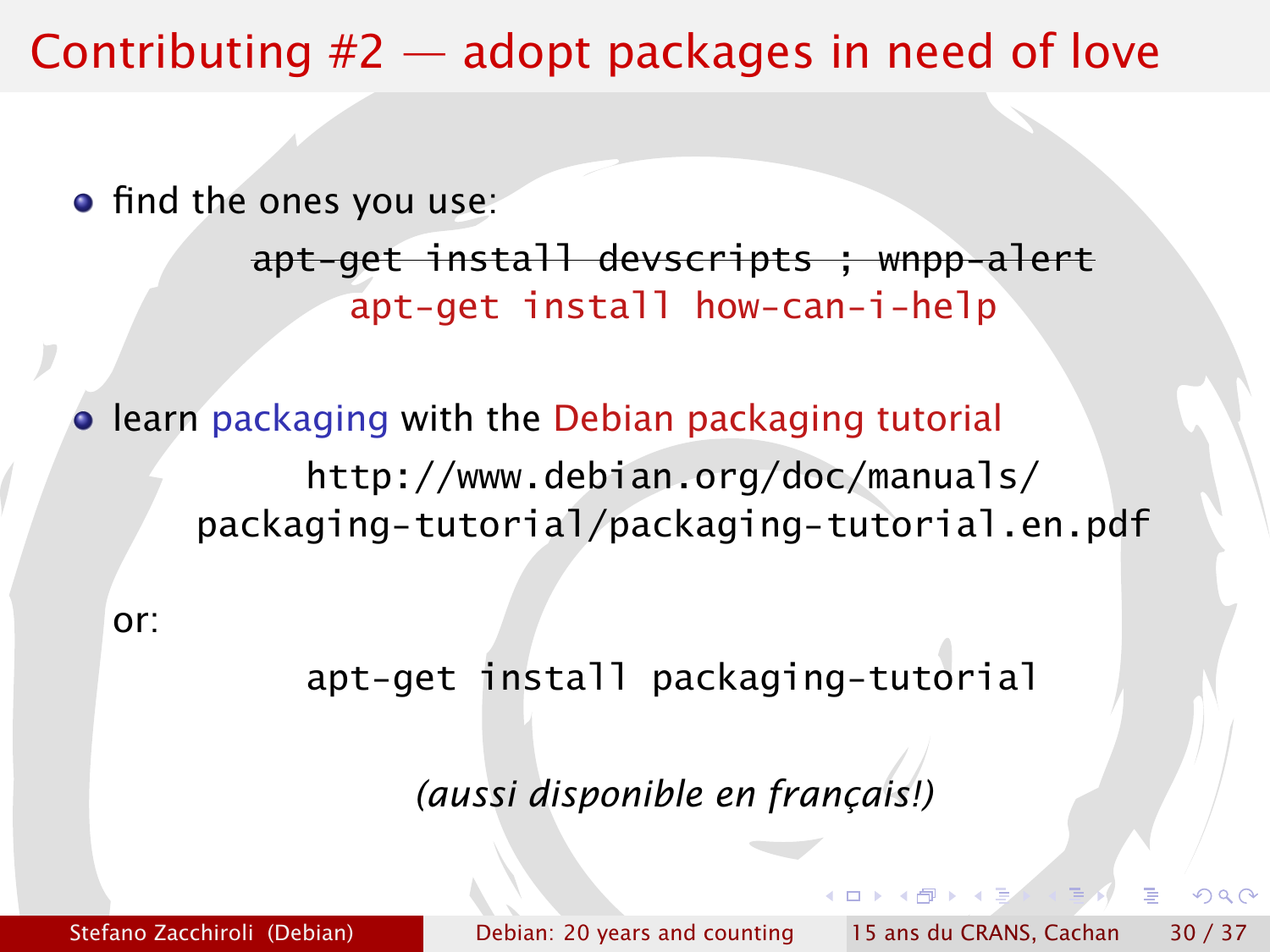# Contributing #2 — adopt packages in need of love

- find the ones you use:

  ~~apt-get install devscripts ; wnpp-alert~~

  apt-get install how-can-i-help

- learn packaging with the Debian packaging tutorial

  http://www.debian.org/doc/manuals/packaging-tutorial/packaging-tutorial.en.pdf

  or:

  apt-get install packaging-tutorial

  *(aussi disponible en français!)*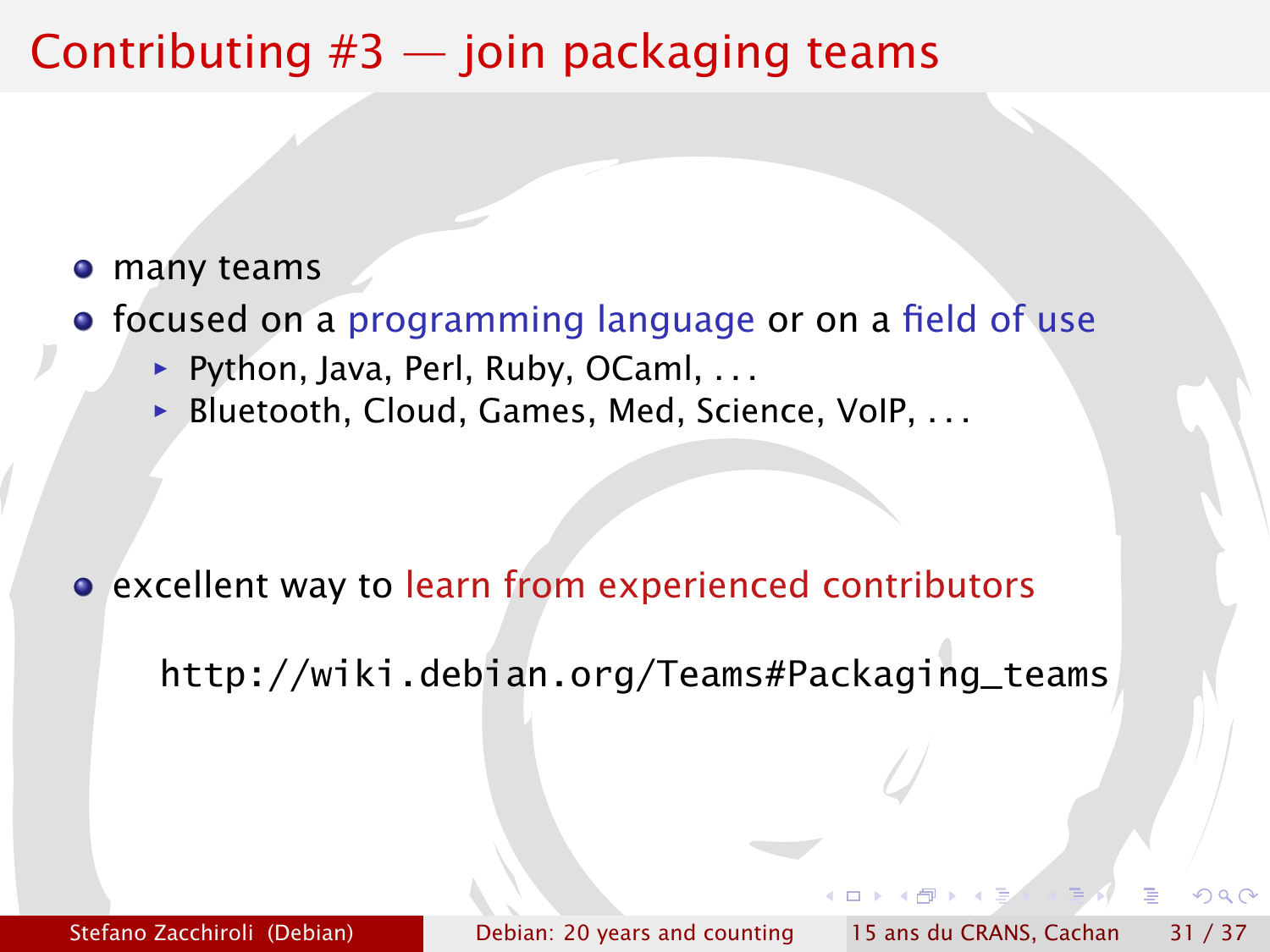# Contributing #3 — join packaging teams

- many teams
- focused on a programming language or on a field of use
  - Python, Java, Perl, Ruby, OCaml, . . .
  - Bluetooth, Cloud, Games, Med, Science, VoIP, . . .
- excellent way to learn from experienced contributors

```
http://wiki.debian.org/Teams#Packaging_teams
```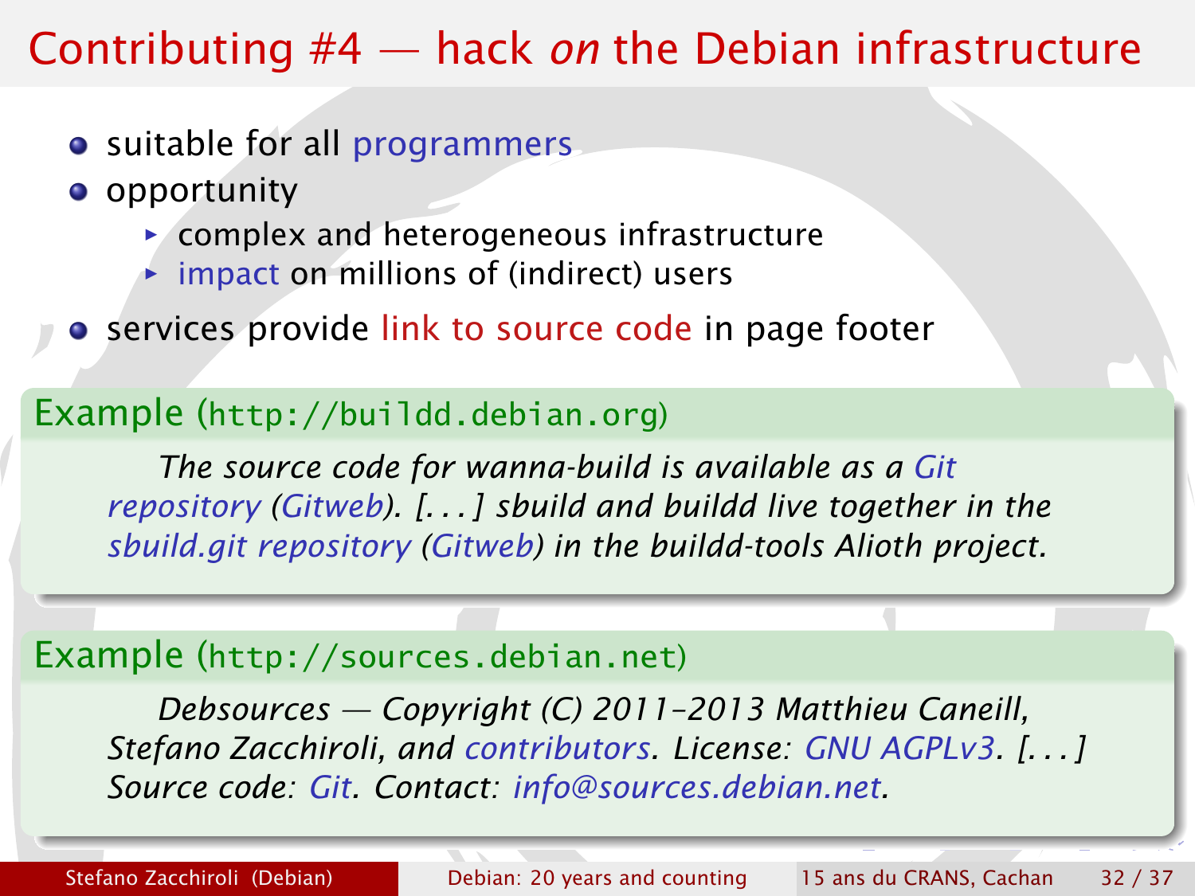# Contributing #4 — hack *on* the Debian infrastructure

- suitable for all programmers
- opportunity
  - complex and heterogeneous infrastructure
  - impact on millions of (indirect) users
- services provide link to source code in page footer

### Example (http://buildd.debian.org)

> *The source code for wanna-build is available as a Git repository (Gitweb). [...] sbuild and buildd live together in the sbuild.git repository (Gitweb) in the buildd-tools Alioth project.*

### Example (http://sources.debian.net)

> *Debsources — Copyright (C) 2011–2013 Matthieu Caneill, Stefano Zacchiroli, and contributors. License: GNU AGPLv3. [...] Source code: Git. Contact: info@sources.debian.net.*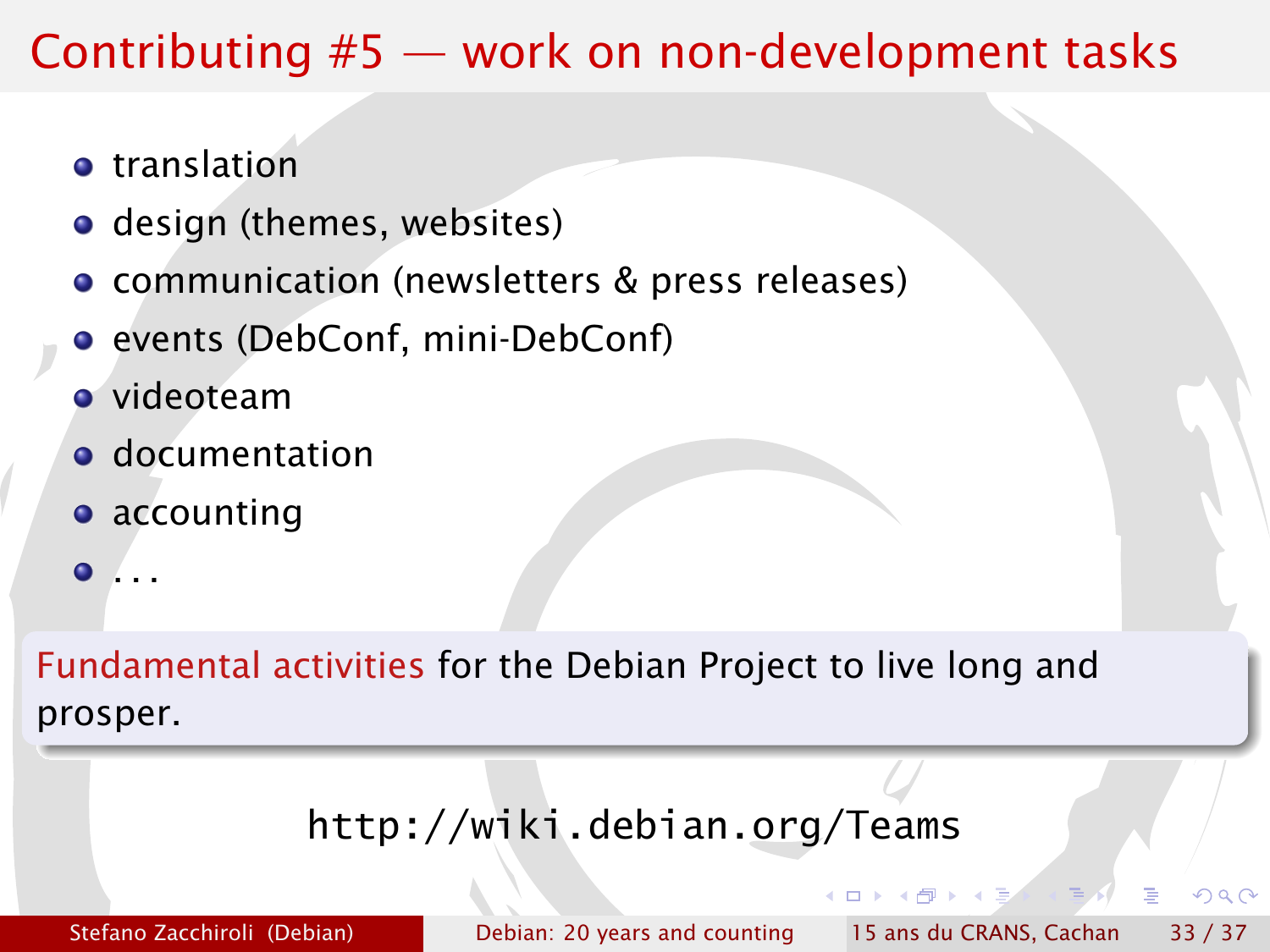# Contributing #5 — work on non-development tasks

- translation
- design (themes, websites)
- communication (newsletters & press releases)
- events (DebConf, mini-DebConf)
- videoteam
- documentation
- accounting
- ...

Fundamental activities for the Debian Project to live long and prosper.

http://wiki.debian.org/Teams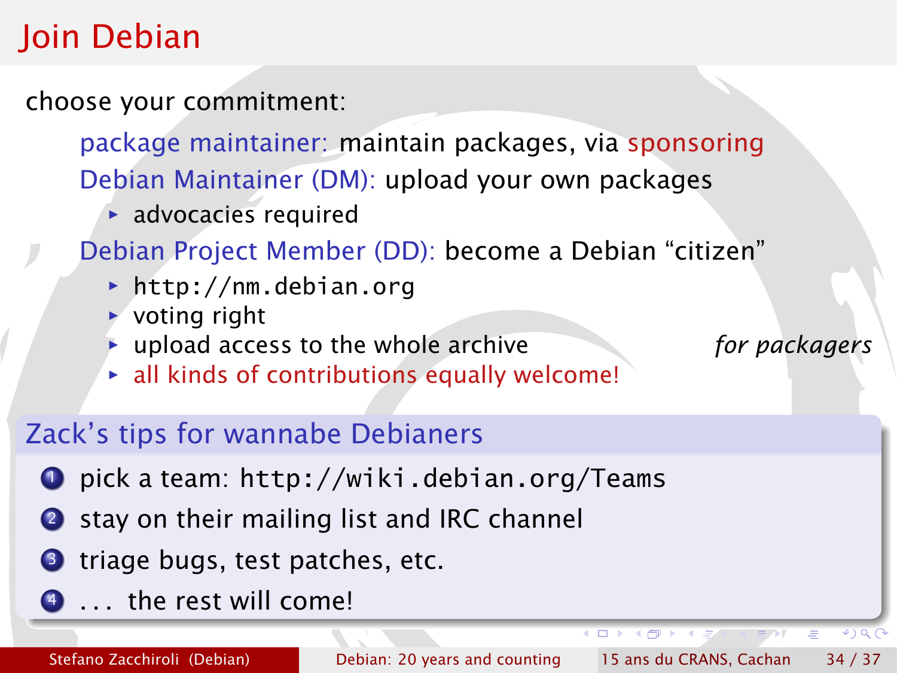# Join Debian

choose your commitment:

- package maintainer: maintain packages, via sponsoring
- Debian Maintainer (DM): upload your own packages
  - advocacies required
- Debian Project Member (DD): become a Debian "citizen"
  - http://nm.debian.org
  - voting right
  - upload access to the whole archive *for packagers*
  - all kinds of contributions equally welcome!

## Zack's tips for wannabe Debianers

1. pick a team: http://wiki.debian.org/Teams
2. stay on their mailing list and IRC channel
3. triage bugs, test patches, etc.
4. . . . the rest will come!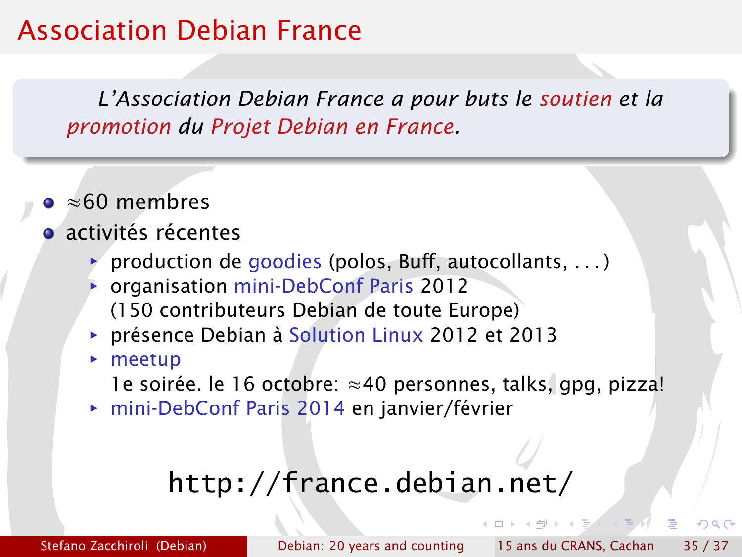# Association Debian France

> *L'Association Debian France a pour buts le soutien et la promotion du Projet Debian en France.*

- $\approx$60 membres
- activités récentes
  - production de goodies (polos, Buff, autocollants, . . . )
  - organisation mini-DebConf Paris 2012
    (150 contributeurs Debian de toute Europe)
  - présence Debian à Solution Linux 2012 et 2013
  - meetup
    1e soirée. le 16 octobre: $\approx$40 personnes, talks, gpg, pizza!
  - mini-DebConf Paris 2014 en janvier/février

`http://france.debian.net/`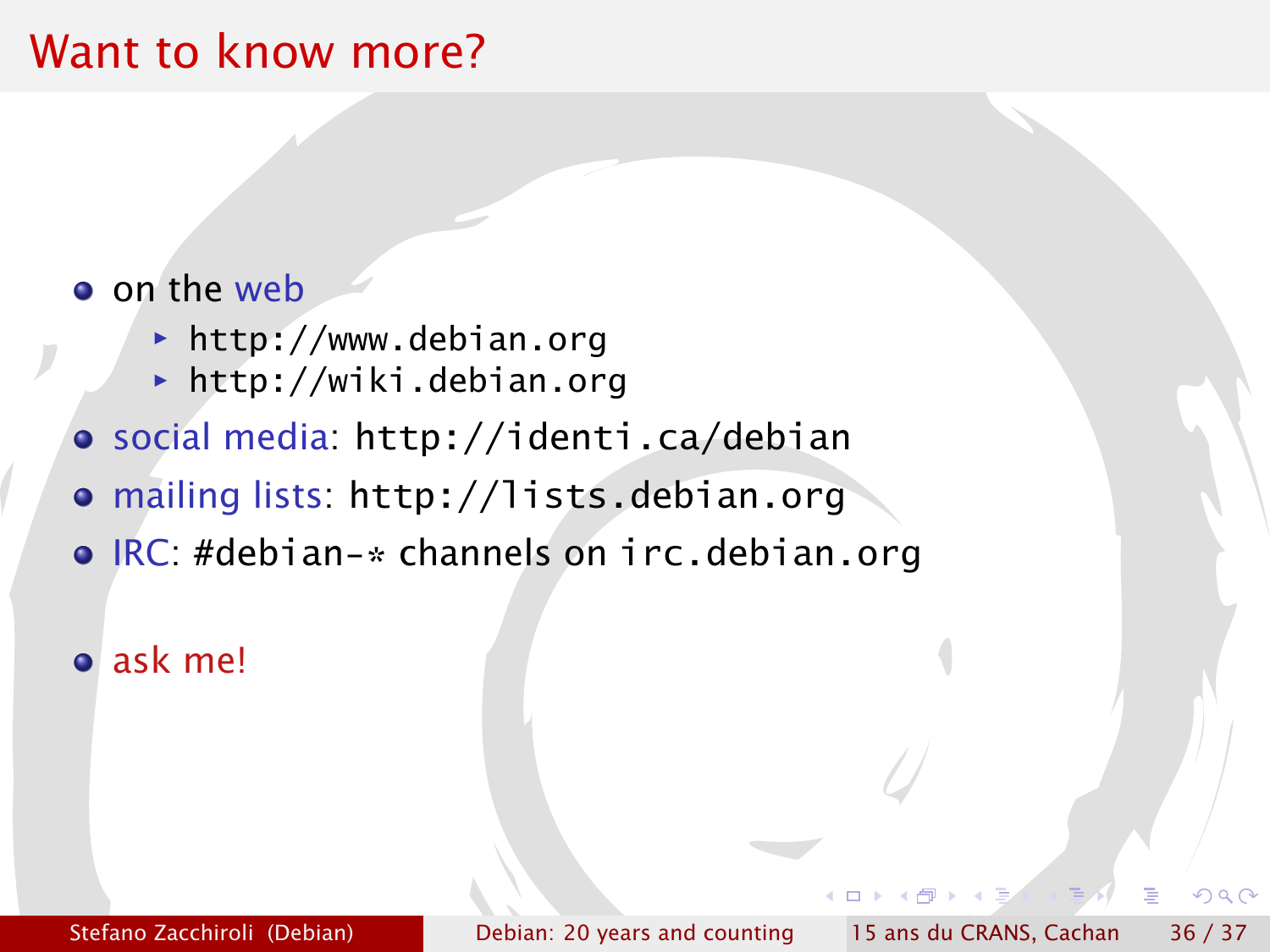# Want to know more?

- on the web
  - http://www.debian.org
  - http://wiki.debian.org
- social media: http://identi.ca/debian
- mailing lists: http://lists.debian.org
- IRC: #debian-* channels on irc.debian.org

- ask me!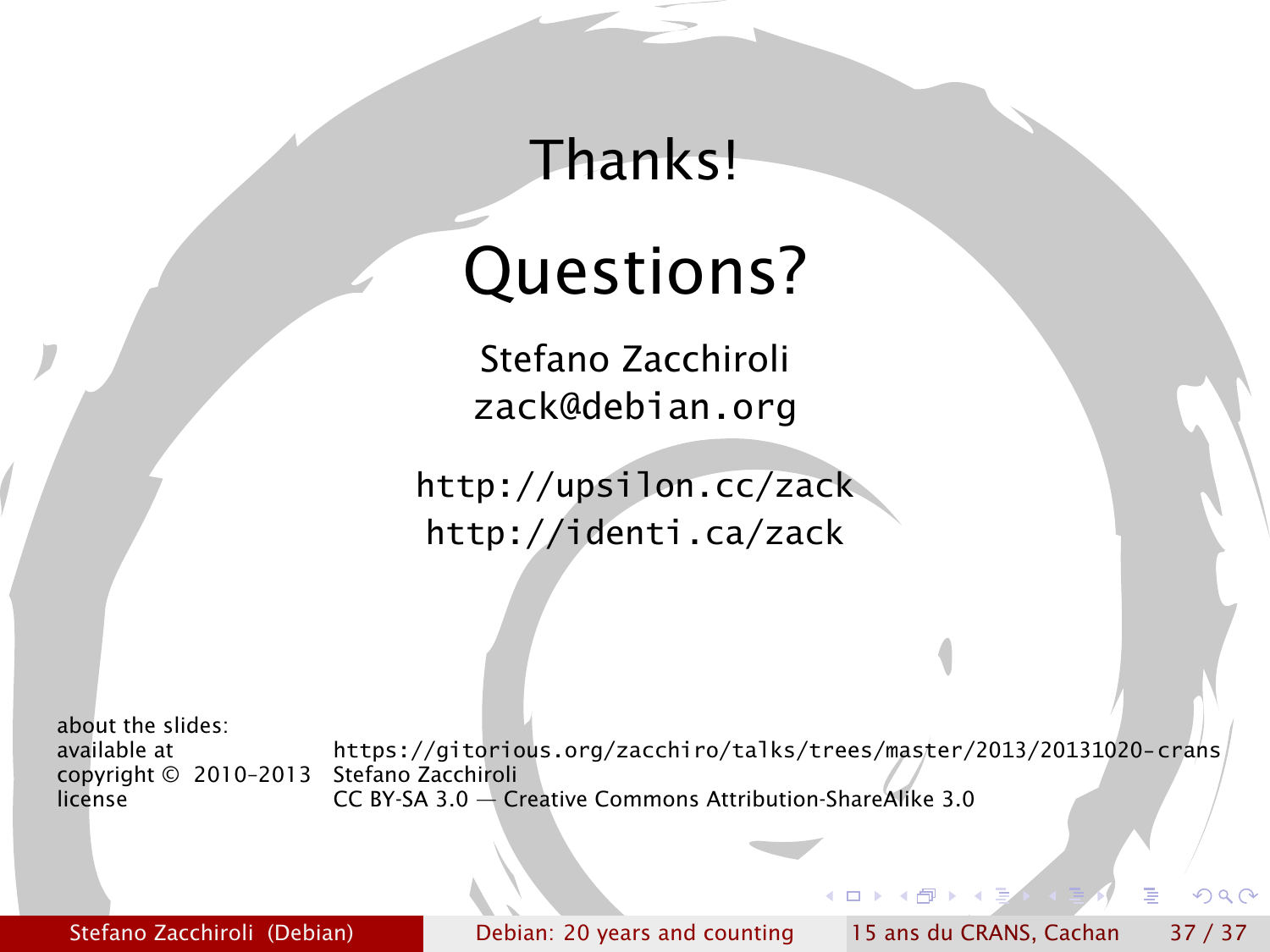# Thanks!

# Questions?

Stefano Zacchiroli
`zack@debian.org`

`http://upsilon.cc/zack`
`http://identi.ca/zack`

about the slides:

| | |
|---|---|
| available at | `https://gitorious.org/zacchiro/talks/trees/master/2013/20131020-crans` |
| copyright © 2010–2013 | Stefano Zacchiroli |
| license | CC BY-SA 3.0 — Creative Commons Attribution-ShareAlike 3.0 |